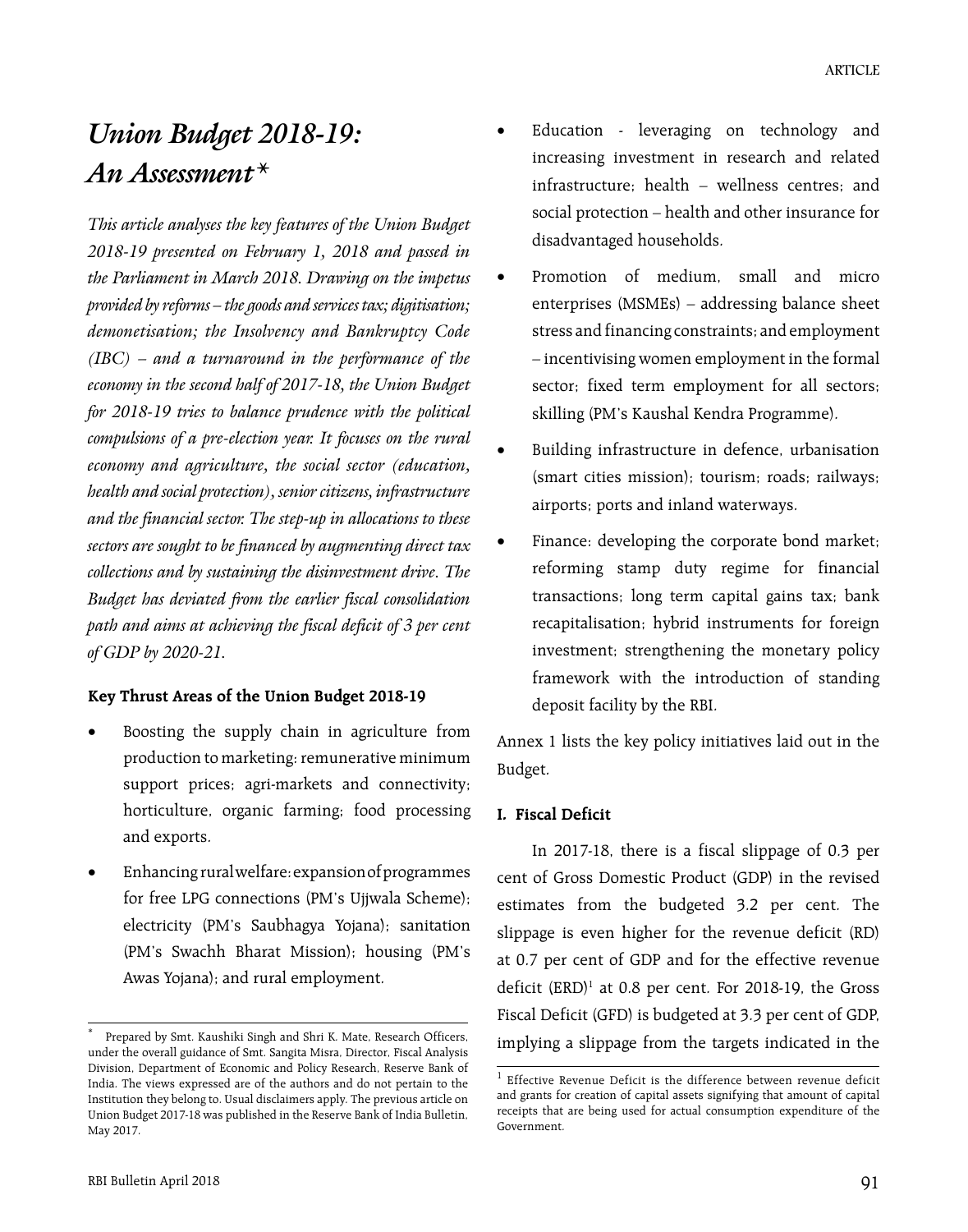# *Union Budget 2018-19: An Assessment\**

*This article analyses the key features of the Union Budget 2018-19 presented on February 1, 2018 and passed in the Parliament in March 2018. Drawing on the impetus provided by reforms – the goods and services tax; digitisation; demonetisation; the Insolvency and Bankruptcy Code (IBC) – and a turnaround in the performance of the economy in the second half of 2017-18, the Union Budget for 2018-19 tries to balance prudence with the political compulsions of a pre-election year. It focuses on the rural economy and agriculture, the social sector (education, health and social protection), senior citizens, infrastructure and the financial sector. The step-up in allocations to these sectors are sought to be financed by augmenting direct tax collections and by sustaining the disinvestment drive. The Budget has deviated from the earlier fiscal consolidation path and aims at achieving the fiscal deficit of 3 per cent of GDP by 2020-21.*

### Key Thrust Areas of the Union Budget 2018-19

- Boosting the supply chain in agriculture from production to marketing: remunerative minimum support prices; agri-markets and connectivity; horticulture, organic farming; food processing and exports.
- Enhancing rural welfare: expansion of programmes for free LPG connections (PM's Ujjwala Scheme); electricity (PM's Saubhagya Yojana); sanitation (PM's Swachh Bharat Mission); housing (PM's Awas Yojana); and rural employment.
- Education - leveraging on technology and increasing investment in research and related infrastructure; health – wellness centres; and social protection – health and other insurance for disadvantaged households.
- Promotion of medium, small and micro enterprises (MSMEs) – addressing balance sheet stress and financing constraints; and employment – incentivising women employment in the formal sector; fixed term employment for all sectors; skilling (PM's Kaushal Kendra Programme).
- Building infrastructure in defence, urbanisation (smart cities mission); tourism; roads; railways; airports; ports and inland waterways.
- Finance: developing the corporate bond market; reforming stamp duty regime for financial transactions; long term capital gains tax; bank recapitalisation; hybrid instruments for foreign investment; strengthening the monetary policy framework with the introduction of standing deposit facility by the RBI.

Annex 1 lists the key policy initiatives laid out in the Budget.

### I. Fiscal Deficit

In 2017-18, there is a fiscal slippage of 0.3 per cent of Gross Domestic Product (GDP) in the revised estimates from the budgeted 3.2 per cent. The slippage is even higher for the revenue deficit (RD) at 0.7 per cent of GDP and for the effective revenue deficit (ERD)[1] at 0.8 per cent. For 2018-19, the Gross Fiscal Deficit (GFD) is budgeted at 3.3 per cent of GDP, implying a slippage from the targets indicated in the

---

\* Prepared by Smt. Kaushiki Singh and Shri K. Mate, Research Officers, under the overall guidance of Smt. Sangita Misra, Director, Fiscal Analysis Division, Department of Economic and Policy Research, Reserve Bank of India. The views expressed are of the authors and do not pertain to the Institution they belong to. Usual disclaimers apply. The previous article on Union Budget 2017-18 was published in the Reserve Bank of India Bulletin, May 2017.

[1] Effective Revenue Deficit is the difference between revenue deficit and grants for creation of capital assets signifying that amount of capital receipts that are being used for actual consumption expenditure of the Government.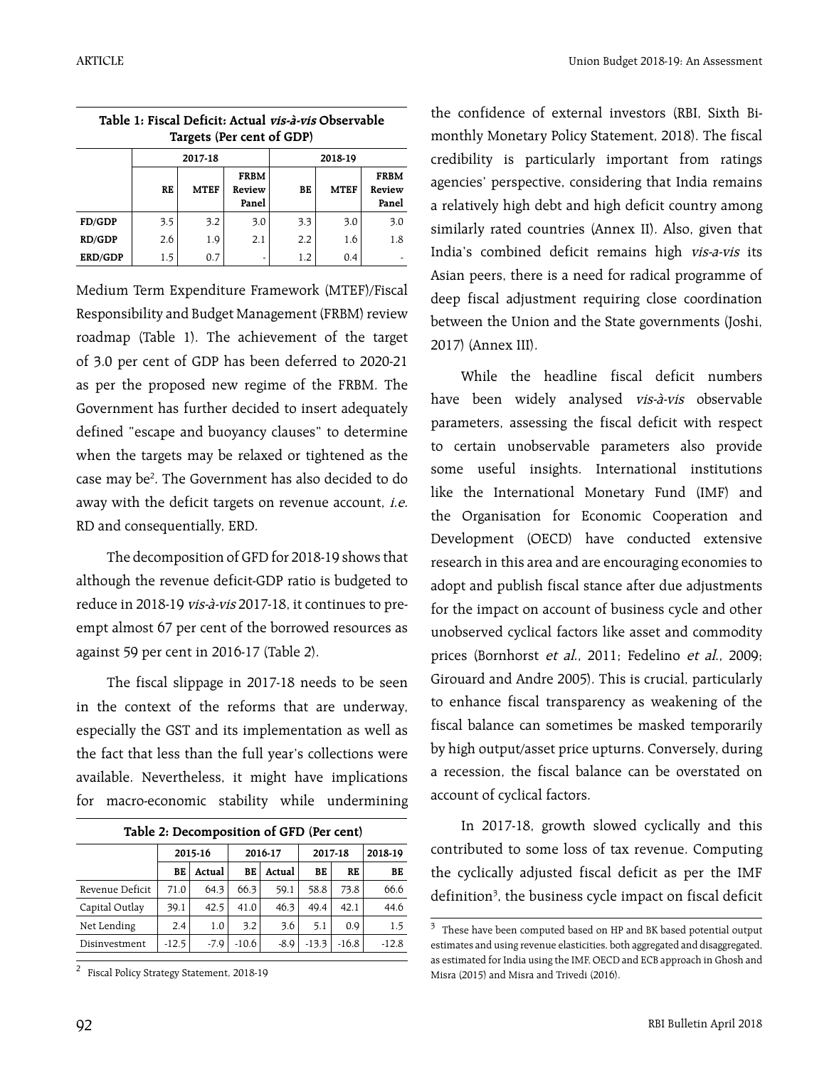**Table 1: Fiscal Deficit: Actual *vis-à-vis* Observable Targets (Per cent of GDP)**

| | 2017-18 | | | 2018-19 | | |
|---|---|---|---|---|---|---|
| | RE | MTEF | FRBM Review Panel | BE | MTEF | FRBM Review Panel |
| **FD/GDP** | 3.5 | 3.2 | 3.0 | 3.3 | 3.0 | 3.0 |
| **RD/GDP** | 2.6 | 1.9 | 2.1 | 2.2 | 1.6 | 1.8 |
| **ERD/GDP** | 1.5 | 0.7 | - | 1.2 | 0.4 | - |

Medium Term Expenditure Framework (MTEF)/Fiscal Responsibility and Budget Management (FRBM) review roadmap (Table 1). The achievement of the target of 3.0 per cent of GDP has been deferred to 2020-21 as per the proposed new regime of the FRBM. The Government has further decided to insert adequately defined "escape and buoyancy clauses" to determine when the targets may be relaxed or tightened as the case may be[2]. The Government has also decided to do away with the deficit targets on revenue account, *i.e.* RD and consequentially, ERD.

The decomposition of GFD for 2018-19 shows that although the revenue deficit-GDP ratio is budgeted to reduce in 2018-19 *vis-à-vis* 2017-18, it continues to pre-empt almost 67 per cent of the borrowed resources as against 59 per cent in 2016-17 (Table 2).

The fiscal slippage in 2017-18 needs to be seen in the context of the reforms that are underway, especially the GST and its implementation as well as the fact that less than the full year's collections were available. Nevertheless, it might have implications for macro-economic stability while undermining the confidence of external investors (RBI, Sixth Bi-monthly Monetary Policy Statement, 2018). The fiscal credibility is particularly important from ratings agencies' perspective, considering that India remains a relatively high debt and high deficit country among similarly rated countries (Annex II). Also, given that India's combined deficit remains high *vis-a-vis* its Asian peers, there is a need for radical programme of deep fiscal adjustment requiring close coordination between the Union and the State governments (Joshi, 2017) (Annex III).

**Table 2: Decomposition of GFD (Per cent)**

| | 2015-16 | | 2016-17 | | 2017-18 | | 2018-19 |
|---|---|---|---|---|---|---|---|
| | BE | Actual | BE | Actual | BE | RE | BE |
| Revenue Deficit | 71.0 | 64.3 | 66.3 | 59.1 | 58.8 | 73.8 | 66.6 |
| Capital Outlay | 39.1 | 42.5 | 41.0 | 46.3 | 49.4 | 42.1 | 44.6 |
| Net Lending | 2.4 | 1.0 | 3.2 | 3.6 | 5.1 | 0.9 | 1.5 |
| Disinvestment | -12.5 | -7.9 | -10.6 | -8.9 | -13.3 | -16.8 | -12.8 |

While the headline fiscal deficit numbers have been widely analysed *vis-à-vis* observable parameters, assessing the fiscal deficit with respect to certain unobservable parameters also provide some useful insights. International institutions like the International Monetary Fund (IMF) and the Organisation for Economic Cooperation and Development (OECD) have conducted extensive research in this area and are encouraging economies to adopt and publish fiscal stance after due adjustments for the impact on account of business cycle and other unobserved cyclical factors like asset and commodity prices (Bornhorst *et al.*, 2011; Fedelino *et al.*, 2009; Girouard and Andre 2005). This is crucial, particularly to enhance fiscal transparency as weakening of the fiscal balance can sometimes be masked temporarily by high output/asset price upturns. Conversely, during a recession, the fiscal balance can be overstated on account of cyclical factors.

In 2017-18, growth slowed cyclically and this contributed to some loss of tax revenue. Computing the cyclically adjusted fiscal deficit as per the IMF definition[3], the business cycle impact on fiscal deficit

---

[2] Fiscal Policy Strategy Statement, 2018-19

[3] These have been computed based on HP and BK based potential output estimates and using revenue elasticities, both aggregated and disaggregated, as estimated for India using the IMF, OECD and ECB approach in Ghosh and Misra (2015) and Misra and Trivedi (2016).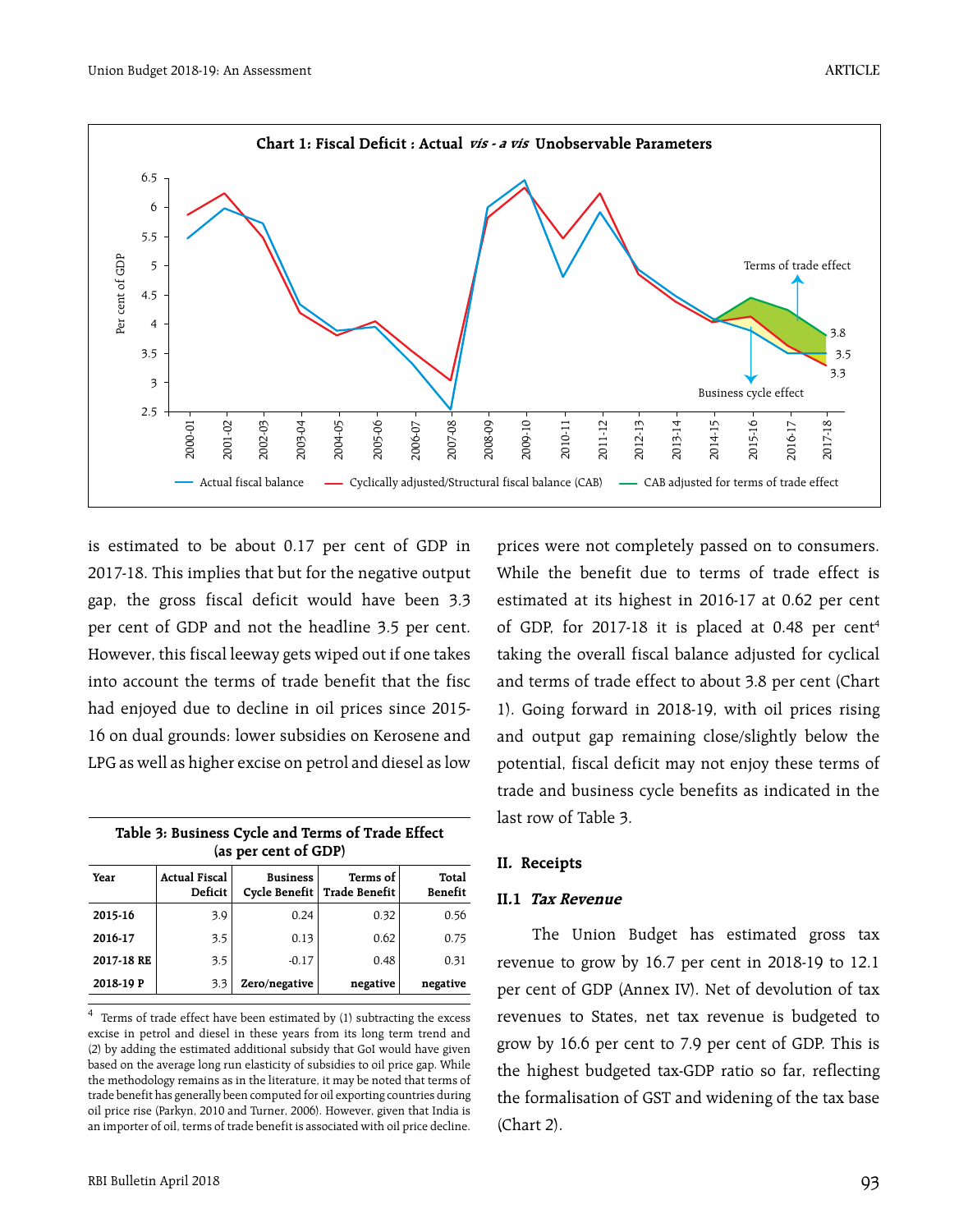**Chart 1: Fiscal Deficit : Actual *vis - a vis* Unobservable Parameters**

Per cent of GDP

6.5
6
5.5
5
4.5
4
3.5
3
2.5

2000-01
2001-02
2002-03
2003-04
2004-05
2005-06
2006-07
2007-08
2008-09
2009-10
2010-11
2011-12
2012-13
2013-14
2014-15
2015-16
2016-17
2017-18

Terms of trade effect

Business cycle effect

3.8
3.5
3.3

Actual fiscal balance
Cyclically adjusted/Structural fiscal balance (CAB)
CAB adjusted for terms of trade effect

is estimated to be about 0.17 per cent of GDP in 2017-18. This implies that but for the negative output gap, the gross fiscal deficit would have been 3.3 per cent of GDP and not the headline 3.5 per cent. However, this fiscal leeway gets wiped out if one takes into account the terms of trade benefit that the fisc had enjoyed due to decline in oil prices since 2015-16 on dual grounds: lower subsidies on Kerosene and LPG as well as higher excise on petrol and diesel as low prices were not completely passed on to consumers. While the benefit due to terms of trade effect is estimated at its highest in 2016-17 at 0.62 per cent of GDP, for 2017-18 it is placed at 0.48 per cent[4] taking the overall fiscal balance adjusted for cyclical and terms of trade effect to about 3.8 per cent (Chart 1). Going forward in 2018-19, with oil prices rising and output gap remaining close/slightly below the potential, fiscal deficit may not enjoy these terms of trade and business cycle benefits as indicated in the last row of Table 3.

**Table 3: Business Cycle and Terms of Trade Effect (as per cent of GDP)**

| Year | Actual Fiscal Deficit | Business Cycle Benefit | Terms of Trade Benefit | Total Benefit |
|---|---|---|---|---|
| **2015-16** | 3.9 | 0.24 | 0.32 | 0.56 |
| **2016-17** | 3.5 | 0.13 | 0.62 | 0.75 |
| **2017-18 RE** | 3.5 | -0.17 | 0.48 | 0.31 |
| **2018-19 P** | 3.3 | **Zero/negative** | **negative** | **negative** |

[4] Terms of trade effect have been estimated by (1) subtracting the excess excise in petrol and diesel in these years from its long term trend and (2) by adding the estimated additional subsidy that GoI would have given based on the average long run elasticity of subsidies to oil price gap. While the methodology remains as in the literature, it may be noted that terms of trade benefit has generally been computed for oil exporting countries during oil price rise (Parkyn, 2010 and Turner, 2006). However, given that India is an importer of oil, terms of trade benefit is associated with oil price decline.

## II. Receipts

### II.1 *Tax Revenue*

The Union Budget has estimated gross tax revenue to grow by 16.7 per cent in 2018-19 to 12.1 per cent of GDP (Annex IV). Net of devolution of tax revenues to States, net tax revenue is budgeted to grow by 16.6 per cent to 7.9 per cent of GDP. This is the highest budgeted tax-GDP ratio so far, reflecting the formalisation of GST and widening of the tax base (Chart 2).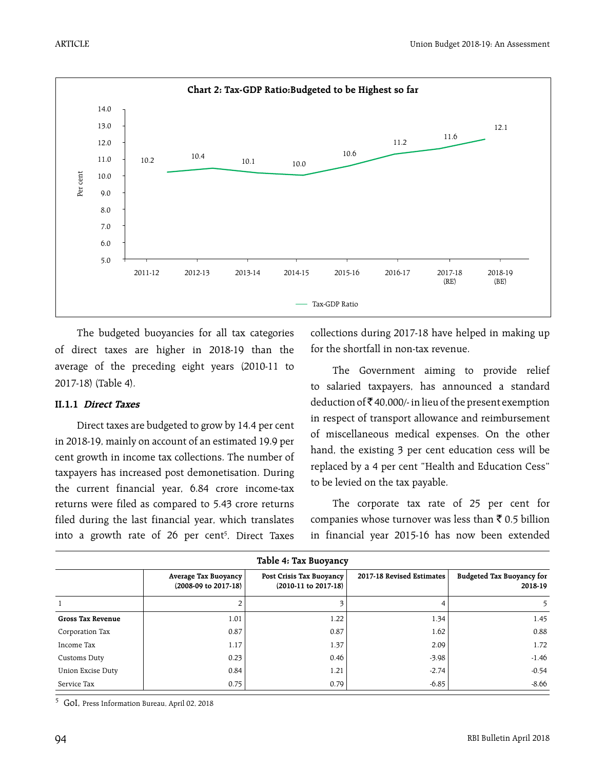**Chart 2: Tax-GDP Ratio:Budgeted to be Highest so far**

Per cent

14.0
13.0
12.0
11.0
10.0
9.0
8.0
7.0
6.0
5.0

10.2
10.4
10.1
10.0
10.6
11.2
11.6
12.1

2011-12
2012-13
2013-14
2014-15
2015-16
2016-17
2017-18 (RE)
2018-19 (BE)

Tax-GDP Ratio

The budgeted buoyancies for all tax categories of direct taxes are higher in 2018-19 than the average of the preceding eight years (2010-11 to 2017-18) (Table 4).

### II.1.1 *Direct Taxes*

Direct taxes are budgeted to grow by 14.4 per cent in 2018-19, mainly on account of an estimated 19.9 per cent growth in income tax collections. The number of taxpayers has increased post demonetisation. During the current financial year, 6.84 crore income-tax returns were filed as compared to 5.43 crore returns filed during the last financial year, which translates into a growth rate of 26 per cent[5]. Direct Taxes collections during 2017-18 have helped in making up for the shortfall in non-tax revenue.

The Government aiming to provide relief to salaried taxpayers, has announced a standard deduction of ₹ 40,000/- in lieu of the present exemption in respect of transport allowance and reimbursement of miscellaneous medical expenses. On the other hand, the existing 3 per cent education cess will be replaced by a 4 per cent "Health and Education Cess" to be levied on the tax payable.

The corporate tax rate of 25 per cent for companies whose turnover was less than ₹ 0.5 billion in financial year 2015-16 has now been extended

**Table 4: Tax Buoyancy**

| | Average Tax Buoyancy (2008-09 to 2017-18) | Post Crisis Tax Buoyancy (2010-11 to 2017-18) | 2017-18 Revised Estimates | Budgeted Tax Buoyancy for 2018-19 |
|---|---|---|---|---|
| 1 | 2 | 3 | 4 | 5 |
| **Gross Tax Revenue** | 1.01 | 1.22 | 1.34 | 1.45 |
| Corporation Tax | 0.87 | 0.87 | 1.62 | 0.88 |
| Income Tax | 1.17 | 1.37 | 2.09 | 1.72 |
| Customs Duty | 0.23 | 0.46 | -3.98 | -1.46 |
| Union Excise Duty | 0.84 | 1.21 | -2.74 | -0.54 |
| Service Tax | 0.75 | 0.79 | -6.85 | -8.66 |

[5] GoI, Press Information Bureau, April 02, 2018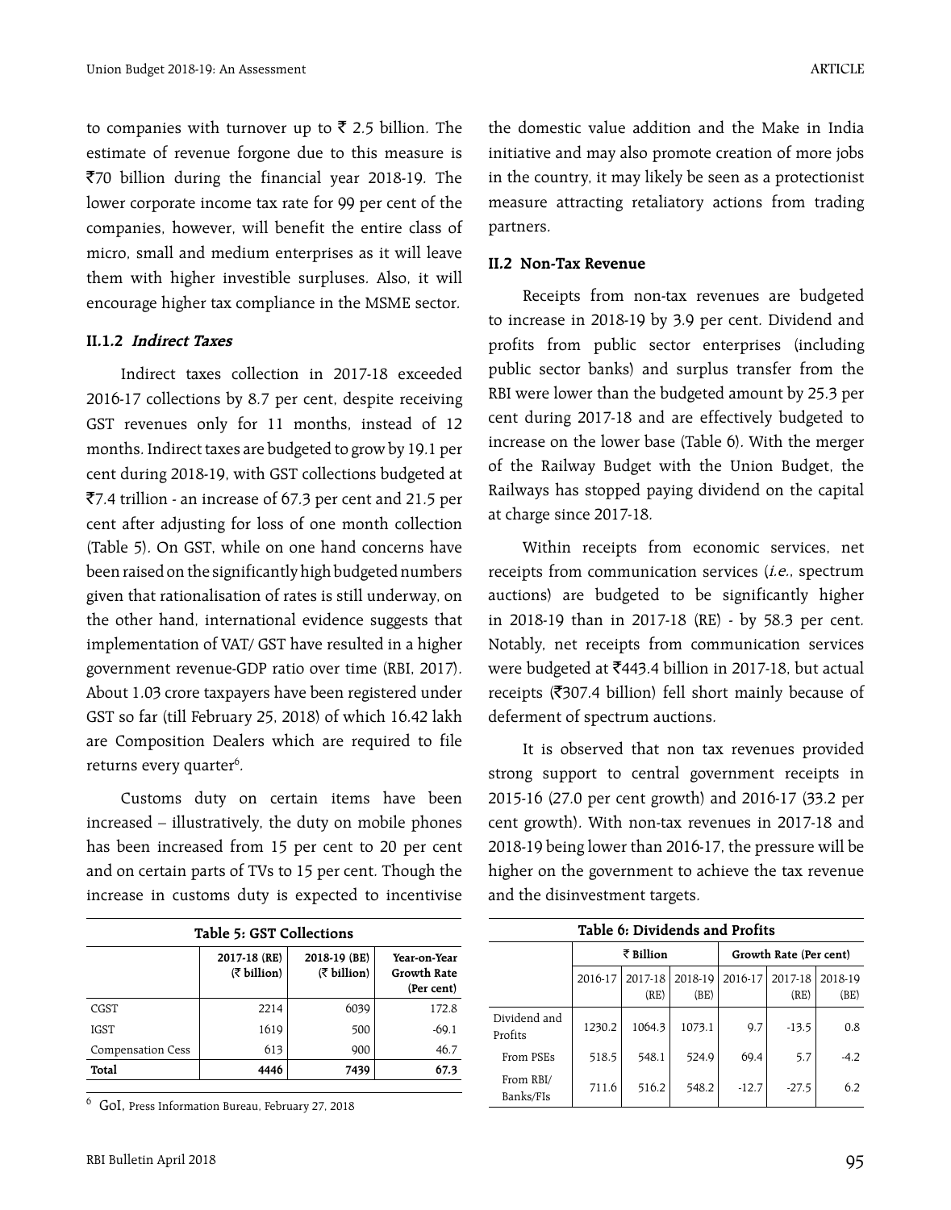to companies with turnover up to ₹ 2.5 billion. The estimate of revenue forgone due to this measure is ₹70 billion during the financial year 2018-19. The lower corporate income tax rate for 99 per cent of the companies, however, will benefit the entire class of micro, small and medium enterprises as it will leave them with higher investible surpluses. Also, it will encourage higher tax compliance in the MSME sector.

#### II.1.2 *Indirect Taxes*

Indirect taxes collection in 2017-18 exceeded 2016-17 collections by 8.7 per cent, despite receiving GST revenues only for 11 months, instead of 12 months. Indirect taxes are budgeted to grow by 19.1 per cent during 2018-19, with GST collections budgeted at ₹7.4 trillion - an increase of 67.3 per cent and 21.5 per cent after adjusting for loss of one month collection (Table 5). On GST, while on one hand concerns have been raised on the significantly high budgeted numbers given that rationalisation of rates is still underway, on the other hand, international evidence suggests that implementation of VAT/ GST have resulted in a higher government revenue-GDP ratio over time (RBI, 2017). About 1.03 crore taxpayers have been registered under GST so far (till February 25, 2018) of which 16.42 lakh are Composition Dealers which are required to file returns every quarter[6].

Customs duty on certain items have been increased – illustratively, the duty on mobile phones has been increased from 15 per cent to 20 per cent and on certain parts of TVs to 15 per cent. Though the increase in customs duty is expected to incentivise the domestic value addition and the Make in India initiative and may also promote creation of more jobs in the country, it may likely be seen as a protectionist measure attracting retaliatory actions from trading partners.

**Table 5: GST Collections**

| | 2017-18 (RE) (₹ billion) | 2018-19 (BE) (₹ billion) | Year-on-Year Growth Rate (Per cent) |
|---|---|---|---|
| CGST | 2214 | 6039 | 172.8 |
| IGST | 1619 | 500 | -69.1 |
| Compensation Cess | 613 | 900 | 46.7 |
| **Total** | **4446** | **7439** | **67.3** |

[6] GoI, Press Information Bureau, February 27, 2018

### II.2 Non-Tax Revenue

Receipts from non-tax revenues are budgeted to increase in 2018-19 by 3.9 per cent. Dividend and profits from public sector enterprises (including public sector banks) and surplus transfer from the RBI were lower than the budgeted amount by 25.3 per cent during 2017-18 and are effectively budgeted to increase on the lower base (Table 6). With the merger of the Railway Budget with the Union Budget, the Railways has stopped paying dividend on the capital at charge since 2017-18.

Within receipts from economic services, net receipts from communication services (*i.e.*, spectrum auctions) are budgeted to be significantly higher in 2018-19 than in 2017-18 (RE) - by 58.3 per cent. Notably, net receipts from communication services were budgeted at ₹443.4 billion in 2017-18, but actual receipts (₹307.4 billion) fell short mainly because of deferment of spectrum auctions.

It is observed that non tax revenues provided strong support to central government receipts in 2015-16 (27.0 per cent growth) and 2016-17 (33.2 per cent growth). With non-tax revenues in 2017-18 and 2018-19 being lower than 2016-17, the pressure will be higher on the government to achieve the tax revenue and the disinvestment targets.

**Table 6: Dividends and Profits**

| | ₹ Billion | | | Growth Rate (Per cent) | | |
|---|---|---|---|---|---|---|
| | 2016-17 | 2017-18 (RE) | 2018-19 (BE) | 2016-17 | 2017-18 (RE) | 2018-19 (BE) |
| Dividend and Profits | 1230.2 | 1064.3 | 1073.1 | 9.7 | -13.5 | 0.8 |
| From PSEs | 518.5 | 548.1 | 524.9 | 69.4 | 5.7 | -4.2 |
| From RBI/ Banks/FIs | 711.6 | 516.2 | 548.2 | -12.7 | -27.5 | 6.2 |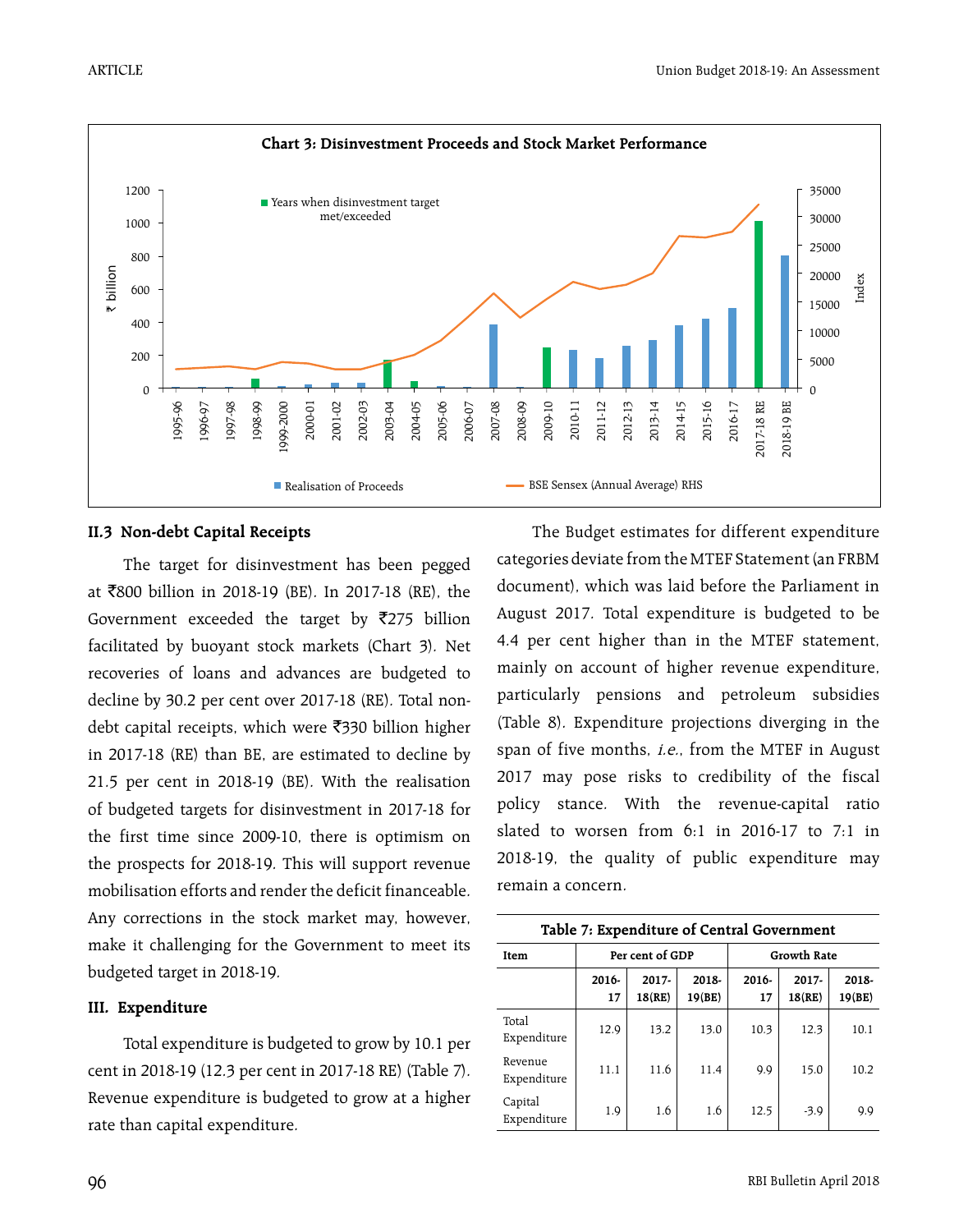**Chart 3: Disinvestment Proceeds and Stock Market Performance**

₹ billion

1200
1000
800
600
400
200
0

Index

35000
30000
25000
20000
15000
10000
5000
0

Years when disinvestment target met/exceeded

1995-96, 1996-97, 1997-98, 1998-99, 1999-2000, 2000-01, 2001-02, 2002-03, 2003-04, 2004-05, 2005-06, 2006-07, 2007-08, 2008-09, 2009-10, 2010-11, 2011-12, 2012-13, 2013-14, 2014-15, 2015-16, 2016-17, 2017-18 RE, 2018-19 BE

Realisation of Proceeds

BSE Sensex (Annual Average) RHS

### II.3 Non-debt Capital Receipts

The target for disinvestment has been pegged at ₹800 billion in 2018-19 (BE). In 2017-18 (RE), the Government exceeded the target by ₹275 billion facilitated by buoyant stock markets (Chart 3). Net recoveries of loans and advances are budgeted to decline by 30.2 per cent over 2017-18 (RE). Total non-debt capital receipts, which were ₹330 billion higher in 2017-18 (RE) than BE, are estimated to decline by 21.5 per cent in 2018-19 (BE). With the realisation of budgeted targets for disinvestment in 2017-18 for the first time since 2009-10, there is optimism on the prospects for 2018-19. This will support revenue mobilisation efforts and render the deficit financeable. Any corrections in the stock market may, however, make it challenging for the Government to meet its budgeted target in 2018-19.

## III. Expenditure

Total expenditure is budgeted to grow by 10.1 per cent in 2018-19 (12.3 per cent in 2017-18 RE) (Table 7). Revenue expenditure is budgeted to grow at a higher rate than capital expenditure.

The Budget estimates for different expenditure categories deviate from the MTEF Statement (an FRBM document), which was laid before the Parliament in August 2017. Total expenditure is budgeted to be 4.4 per cent higher than in the MTEF statement, mainly on account of higher revenue expenditure, particularly pensions and petroleum subsidies (Table 8). Expenditure projections diverging in the span of five months, *i.e.*, from the MTEF in August 2017 may pose risks to credibility of the fiscal policy stance. With the revenue-capital ratio slated to worsen from 6:1 in 2016-17 to 7:1 in 2018-19, the quality of public expenditure may remain a concern.

**Table 7: Expenditure of Central Government**

| Item | Per cent of GDP | | | Growth Rate | | |
|---|---|---|---|---|---|---|
| | 2016-17 | 2017-18(RE) | 2018-19(BE) | 2016-17 | 2017-18(RE) | 2018-19(BE) |
| Total Expenditure | 12.9 | 13.2 | 13.0 | 10.3 | 12.3 | 10.1 |
| Revenue Expenditure | 11.1 | 11.6 | 11.4 | 9.9 | 15.0 | 10.2 |
| Capital Expenditure | 1.9 | 1.6 | 1.6 | 12.5 | -3.9 | 9.9 |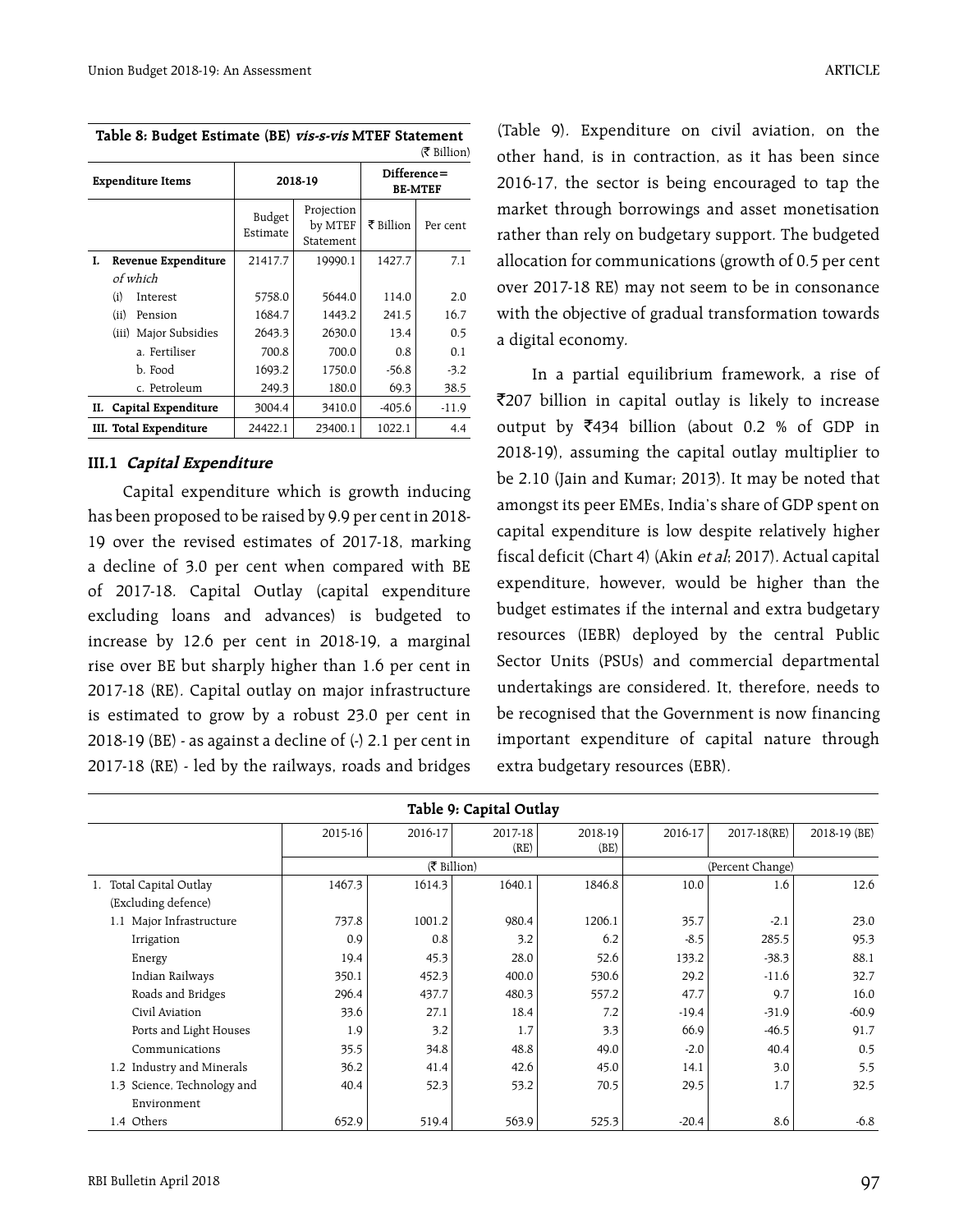**Table 8: Budget Estimate (BE) *vis-s-vis* MTEF Statement**

(₹ Billion)

| Expenditure Items | 2018-19 | | Difference= BE-MTEF | |
|---|---|---|---|---|
| | Budget Estimate | Projection by MTEF Statement | ₹ Billion | Per cent |
| I. Revenue Expenditure | 21417.7 | 19990.1 | 1427.7 | 7.1 |
| *of which* | | | | |
| (i) Interest | 5758.0 | 5644.0 | 114.0 | 2.0 |
| (ii) Pension | 1684.7 | 1443.2 | 241.5 | 16.7 |
| (iii) Major Subsidies | 2643.3 | 2630.0 | 13.4 | 0.5 |
| a. Fertiliser | 700.8 | 700.0 | 0.8 | 0.1 |
| b. Food | 1693.2 | 1750.0 | -56.8 | -3.2 |
| c. Petroleum | 249.3 | 180.0 | 69.3 | 38.5 |
| II. Capital Expenditure | 3004.4 | 3410.0 | -405.6 | -11.9 |
| III. Total Expenditure | 24422.1 | 23400.1 | 1022.1 | 4.4 |

### III.1 *Capital Expenditure*

Capital expenditure which is growth inducing has been proposed to be raised by 9.9 per cent in 2018-19 over the revised estimates of 2017-18, marking a decline of 3.0 per cent when compared with BE of 2017-18. Capital Outlay (capital expenditure excluding loans and advances) is budgeted to increase by 12.6 per cent in 2018-19, a marginal rise over BE but sharply higher than 1.6 per cent in 2017-18 (RE). Capital outlay on major infrastructure is estimated to grow by a robust 23.0 per cent in 2018-19 (BE) - as against a decline of (-) 2.1 per cent in 2017-18 (RE) - led by the railways, roads and bridges (Table 9). Expenditure on civil aviation, on the other hand, is in contraction, as it has been since 2016-17, the sector is being encouraged to tap the market through borrowings and asset monetisation rather than rely on budgetary support. The budgeted allocation for communications (growth of 0.5 per cent over 2017-18 RE) may not seem to be in consonance with the objective of gradual transformation towards a digital economy.

In a partial equilibrium framework, a rise of ₹207 billion in capital outlay is likely to increase output by ₹434 billion (about 0.2 % of GDP in 2018-19), assuming the capital outlay multiplier to be 2.10 (Jain and Kumar; 2013). It may be noted that amongst its peer EMEs, India's share of GDP spent on capital expenditure is low despite relatively higher fiscal deficit (Chart 4) (Akin *et al*; 2017). Actual capital expenditure, however, would be higher than the budget estimates if the internal and extra budgetary resources (IEBR) deployed by the central Public Sector Units (PSUs) and commercial departmental undertakings are considered. It, therefore, needs to be recognised that the Government is now financing important expenditure of capital nature through extra budgetary resources (EBR).

**Table 9: Capital Outlay**

| | 2015-16 | 2016-17 | 2017-18 (RE) | 2018-19 (BE) | 2016-17 | 2017-18(RE) | 2018-19 (BE) |
|---|---|---|---|---|---|---|---|
| | (₹ Billion) | | | | (Percent Change) | | |
| 1. Total Capital Outlay (Excluding defence) | 1467.3 | 1614.3 | 1640.1 | 1846.8 | 10.0 | 1.6 | 12.6 |
| 1.1 Major Infrastructure | 737.8 | 1001.2 | 980.4 | 1206.1 | 35.7 | -2.1 | 23.0 |
| Irrigation | 0.9 | 0.8 | 3.2 | 6.2 | -8.5 | 285.5 | 95.3 |
| Energy | 19.4 | 45.3 | 28.0 | 52.6 | 133.2 | -38.3 | 88.1 |
| Indian Railways | 350.1 | 452.3 | 400.0 | 530.6 | 29.2 | -11.6 | 32.7 |
| Roads and Bridges | 296.4 | 437.7 | 480.3 | 557.2 | 47.7 | 9.7 | 16.0 |
| Civil Aviation | 33.6 | 27.1 | 18.4 | 7.2 | -19.4 | -31.9 | -60.9 |
| Ports and Light Houses | 1.9 | 3.2 | 1.7 | 3.3 | 66.9 | -46.5 | 91.7 |
| Communications | 35.5 | 34.8 | 48.8 | 49.0 | -2.0 | 40.4 | 0.5 |
| 1.2 Industry and Minerals | 36.2 | 41.4 | 42.6 | 45.0 | 14.1 | 3.0 | 5.5 |
| 1.3 Science, Technology and Environment | 40.4 | 52.3 | 53.2 | 70.5 | 29.5 | 1.7 | 32.5 |
| 1.4 Others | 652.9 | 519.4 | 563.9 | 525.3 | -20.4 | 8.6 | -6.8 |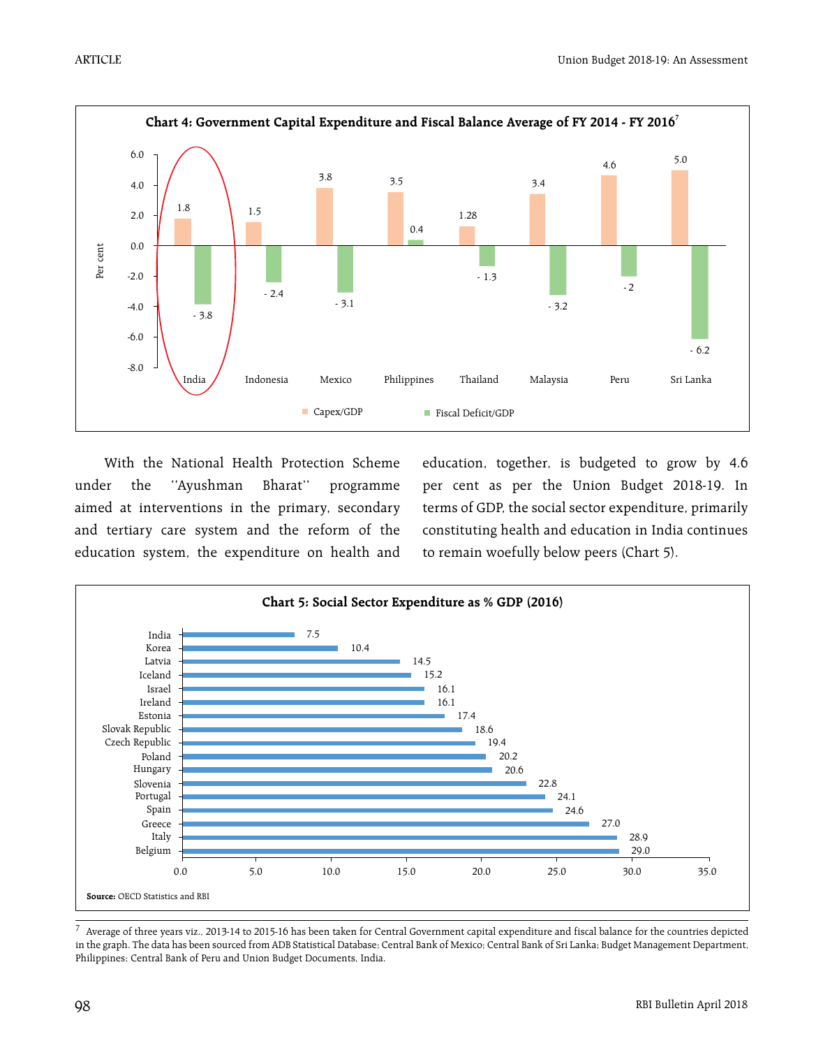**Chart 4: Government Capital Expenditure and Fiscal Balance Average of FY 2014 - FY 2016**[7]

Per cent

6.0
4.0
2.0
0.0
-2.0
-4.0
-6.0
-8.0

India: 1.8, - 3.8
Indonesia: 1.5, - 2.4
Mexico: 3.8, - 3.1
Philippines: 3.5, 0.4
Thailand: 1.28, - 1.3
Malaysia: 3.4, - 3.2
Peru: 4.6, - 2
Sri Lanka: 5.0, - 6.2

Capex/GDP
Fiscal Deficit/GDP

With the National Health Protection Scheme under the ''Ayushman Bharat'' programme aimed at interventions in the primary, secondary and tertiary care system and the reform of the education system, the expenditure on health and education, together, is budgeted to grow by 4.6 per cent as per the Union Budget 2018-19. In terms of GDP, the social sector expenditure, primarily constituting health and education in India continues to remain woefully below peers (Chart 5).

**Chart 5: Social Sector Expenditure as % GDP (2016)**

India 7.5
Korea 10.4
Latvia 14.5
Iceland 15.2
Israel 16.1
Ireland 16.1
Estonia 17.4
Slovak Republic 18.6
Czech Republic 19.4
Poland 20.2
Hungary 20.6
Slovenia 22.8
Portugal 24.1
Spain 24.6
Greece 27.0
Italy 28.9
Belgium 29.0

0.0 5.0 10.0 15.0 20.0 25.0 30.0 35.0

**Source:** OECD Statistics and RBI

---

[7] Average of three years viz., 2013-14 to 2015-16 has been taken for Central Government capital expenditure and fiscal balance for the countries depicted in the graph. The data has been sourced from ADB Statistical Database; Central Bank of Mexico; Central Bank of Sri Lanka; Budget Management Department, Philippines; Central Bank of Peru and Union Budget Documents, India.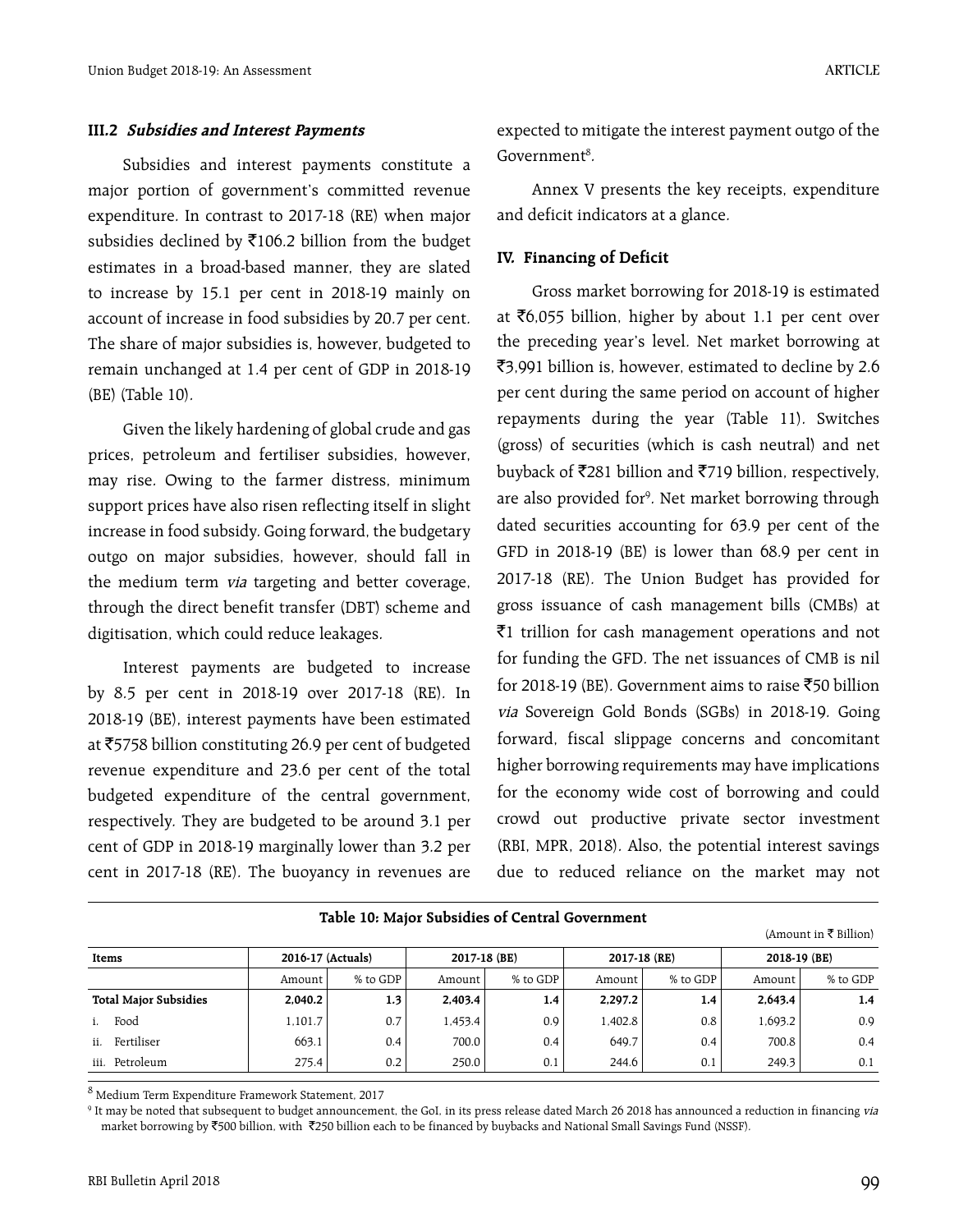### III.2 *Subsidies and Interest Payments*

Subsidies and interest payments constitute a major portion of government's committed revenue expenditure. In contrast to 2017-18 (RE) when major subsidies declined by ₹106.2 billion from the budget estimates in a broad-based manner, they are slated to increase by 15.1 per cent in 2018-19 mainly on account of increase in food subsidies by 20.7 per cent. The share of major subsidies is, however, budgeted to remain unchanged at 1.4 per cent of GDP in 2018-19 (BE) (Table 10).

Given the likely hardening of global crude and gas prices, petroleum and fertiliser subsidies, however, may rise. Owing to the farmer distress, minimum support prices have also risen reflecting itself in slight increase in food subsidy. Going forward, the budgetary outgo on major subsidies, however, should fall in the medium term *via* targeting and better coverage, through the direct benefit transfer (DBT) scheme and digitisation, which could reduce leakages.

Interest payments are budgeted to increase by 8.5 per cent in 2018-19 over 2017-18 (RE). In 2018-19 (BE), interest payments have been estimated at ₹5758 billion constituting 26.9 per cent of budgeted revenue expenditure and 23.6 per cent of the total budgeted expenditure of the central government, respectively. They are budgeted to be around 3.1 per cent of GDP in 2018-19 marginally lower than 3.2 per cent in 2017-18 (RE). The buoyancy in revenues are expected to mitigate the interest payment outgo of the Government[8].

Annex V presents the key receipts, expenditure and deficit indicators at a glance.

## IV. Financing of Deficit

Gross market borrowing for 2018-19 is estimated at ₹6,055 billion, higher by about 1.1 per cent over the preceding year's level. Net market borrowing at ₹3,991 billion is, however, estimated to decline by 2.6 per cent during the same period on account of higher repayments during the year (Table 11). Switches (gross) of securities (which is cash neutral) and net buyback of ₹281 billion and ₹719 billion, respectively, are also provided for[9]. Net market borrowing through dated securities accounting for 63.9 per cent of the GFD in 2018-19 (BE) is lower than 68.9 per cent in 2017-18 (RE). The Union Budget has provided for gross issuance of cash management bills (CMBs) at ₹1 trillion for cash management operations and not for funding the GFD. The net issuances of CMB is nil for 2018-19 (BE). Government aims to raise ₹50 billion *via* Sovereign Gold Bonds (SGBs) in 2018-19. Going forward, fiscal slippage concerns and concomitant higher borrowing requirements may have implications for the economy wide cost of borrowing and could crowd out productive private sector investment (RBI, MPR, 2018). Also, the potential interest savings due to reduced reliance on the market may not

**Table 10: Major Subsidies of Central Government**

(Amount in ₹ Billion)

| Items | 2016-17 (Actuals) | | 2017-18 (BE) | | 2017-18 (RE) | | 2018-19 (BE) | |
|---|---|---|---|---|---|---|---|---|
| | Amount | % to GDP | Amount | % to GDP | Amount | % to GDP | Amount | % to GDP |
| **Total Major Subsidies** | **2,040.2** | **1.3** | **2,403.4** | **1.4** | **2,297.2** | **1.4** | **2,643.4** | **1.4** |
| i. Food | 1,101.7 | 0.7 | 1,453.4 | 0.9 | 1,402.8 | 0.8 | 1,693.2 | 0.9 |
| ii. Fertiliser | 663.1 | 0.4 | 700.0 | 0.4 | 649.7 | 0.4 | 700.8 | 0.4 |
| iii. Petroleum | 275.4 | 0.2 | 250.0 | 0.1 | 244.6 | 0.1 | 249.3 | 0.1 |

[8] Medium Term Expenditure Framework Statement, 2017

[9] It may be noted that subsequent to budget announcement, the GoI, in its press release dated March 26 2018 has announced a reduction in financing *via* market borrowing by ₹500 billion, with ₹250 billion each to be financed by buybacks and National Small Savings Fund (NSSF).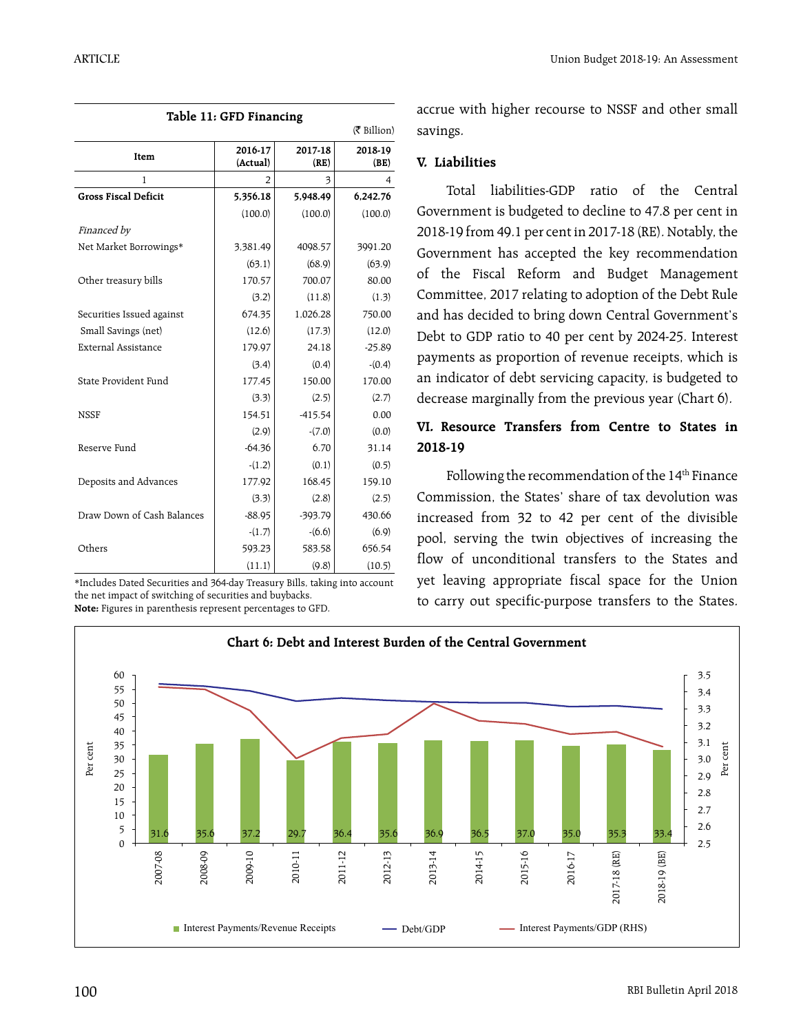**Table 11: GFD Financing**

(₹ Billion)

| Item | 2016-17 (Actual) | 2017-18 (RE) | 2018-19 (BE) |
|---|---|---|---|
| 1 | 2 | 3 | 4 |
| **Gross Fiscal Deficit** | **5,356.18** | **5,948.49** | **6,242.76** |
| | (100.0) | (100.0) | (100.0) |
| *Financed by* | | | |
| Net Market Borrowings* | 3,381.49 | 4098.57 | 3991.20 |
| | (63.1) | (68.9) | (63.9) |
| Other treasury bills | 170.57 | 700.07 | 80.00 |
| | (3.2) | (11.8) | (1.3) |
| Securities Issued against Small Savings (net) | 674.35 | 1,026.28 | 750.00 |
| | (12.6) | (17.3) | (12.0) |
| External Assistance | 179.97 | 24.18 | -25.89 |
| | (3.4) | (0.4) | -(0.4) |
| State Provident Fund | 177.45 | 150.00 | 170.00 |
| | (3.3) | (2.5) | (2.7) |
| NSSF | 154.51 | -415.54 | 0.00 |
| | (2.9) | -(7.0) | (0.0) |
| Reserve Fund | -64.36 | 6.70 | 31.14 |
| | -(1.2) | (0.1) | (0.5) |
| Deposits and Advances | 177.92 | 168.45 | 159.10 |
| | (3.3) | (2.8) | (2.5) |
| Draw Down of Cash Balances | -88.95 | -393.79 | 430.66 |
| | -(1.7) | -(6.6) | (6.9) |
| Others | 593.23 | 583.58 | 656.54 |
| | (11.1) | (9.8) | (10.5) |

*Includes Dated Securities and 364-day Treasury Bills, taking into account the net impact of switching of securities and buybacks.

**Note:** Figures in parenthesis represent percentages to GFD.

accrue with higher recourse to NSSF and other small savings.

## V. Liabilities

Total liabilities-GDP ratio of the Central Government is budgeted to decline to 47.8 per cent in 2018-19 from 49.1 per cent in 2017-18 (RE). Notably, the Government has accepted the key recommendation of the Fiscal Reform and Budget Management Committee, 2017 relating to adoption of the Debt Rule and has decided to bring down Central Government's Debt to GDP ratio to 40 per cent by 2024-25. Interest payments as proportion of revenue receipts, which is an indicator of debt servicing capacity, is budgeted to decrease marginally from the previous year (Chart 6).

## VI. Resource Transfers from Centre to States in 2018-19

Following the recommendation of the 14th Finance Commission, the States' share of tax devolution was increased from 32 to 42 per cent of the divisible pool, serving the twin objectives of increasing the flow of unconditional transfers to the States and yet leaving appropriate fiscal space for the Union to carry out specific-purpose transfers to the States.

**Chart 6: Debt and Interest Burden of the Central Government**

Per cent
60
55
50
45
40
35
30
25
20
15
10
5
0

Per cent
3.5
3.4
3.3
3.2
3.1
3.0
2.9
2.8
2.7
2.6
2.5

31.6 35.6 37.2 29.7 36.4 35.6 36.9 36.5 37.0 35.0 35.3 33.4

2007-08 2008-09 2009-10 2010-11 2011-12 2012-13 2013-14 2014-15 2015-16 2016-17 2017-18 (RE) 2018-19 (BE)

Interest Payments/Revenue Receipts — Debt/GDP — Interest Payments/GDP (RHS)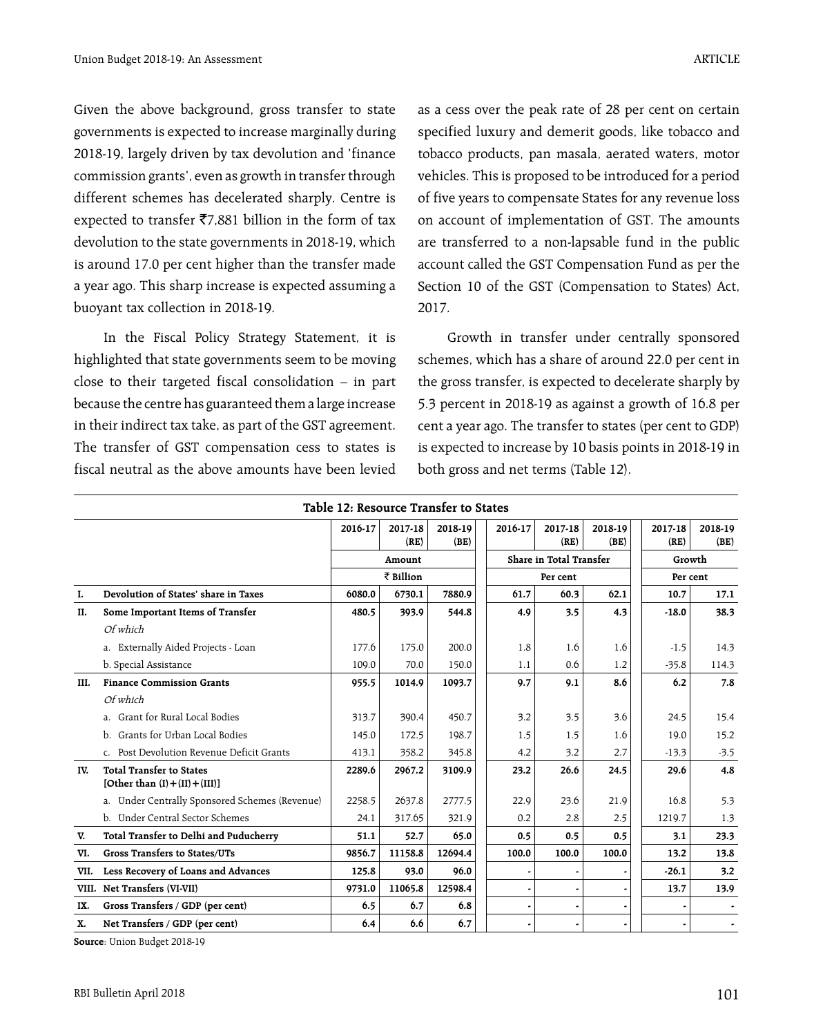Given the above background, gross transfer to state governments is expected to increase marginally during 2018-19, largely driven by tax devolution and 'finance commission grants', even as growth in transfer through different schemes has decelerated sharply. Centre is expected to transfer ₹7,881 billion in the form of tax devolution to the state governments in 2018-19, which is around 17.0 per cent higher than the transfer made a year ago. This sharp increase is expected assuming a buoyant tax collection in 2018-19.

In the Fiscal Policy Strategy Statement, it is highlighted that state governments seem to be moving close to their targeted fiscal consolidation – in part because the centre has guaranteed them a large increase in their indirect tax take, as part of the GST agreement. The transfer of GST compensation cess to states is fiscal neutral as the above amounts have been levied as a cess over the peak rate of 28 per cent on certain specified luxury and demerit goods, like tobacco and tobacco products, pan masala, aerated waters, motor vehicles. This is proposed to be introduced for a period of five years to compensate States for any revenue loss on account of implementation of GST. The amounts are transferred to a non-lapsable fund in the public account called the GST Compensation Fund as per the Section 10 of the GST (Compensation to States) Act, 2017.

Growth in transfer under centrally sponsored schemes, which has a share of around 22.0 per cent in the gross transfer, is expected to decelerate sharply by 5.3 percent in 2018-19 as against a growth of 16.8 per cent a year ago. The transfer to states (per cent to GDP) is expected to increase by 10 basis points in 2018-19 in both gross and net terms (Table 12).

**Table 12: Resource Transfer to States**

| | | 2016-17 | 2017-18 (RE) | 2018-19 (BE) | 2016-17 | 2017-18 (RE) | 2018-19 (BE) | 2017-18 (RE) | 2018-19 (BE) |
|---|---|---|---|---|---|---|---|---|---|
| | | Amount | | | Share in Total Transfer | | | Growth | |
| | | ₹ Billion | | | Per cent | | | Per cent | |
| **I.** | **Devolution of States' share in Taxes** | **6080.0** | **6730.1** | **7880.9** | **61.7** | **60.3** | **62.1** | **10.7** | **17.1** |
| **II.** | **Some Important Items of Transfer** | **480.5** | **393.9** | **544.8** | **4.9** | **3.5** | **4.3** | **-18.0** | **38.3** |
| | *Of which* | | | | | | | | |
| | a. Externally Aided Projects - Loan | 177.6 | 175.0 | 200.0 | 1.8 | 1.6 | 1.6 | -1.5 | 14.3 |
| | b. Special Assistance | 109.0 | 70.0 | 150.0 | 1.1 | 0.6 | 1.2 | -35.8 | 114.3 |
| **III.** | **Finance Commission Grants** | **955.5** | **1014.9** | **1093.7** | **9.7** | **9.1** | **8.6** | **6.2** | **7.8** |
| | *Of which* | | | | | | | | |
| | a. Grant for Rural Local Bodies | 313.7 | 390.4 | 450.7 | 3.2 | 3.5 | 3.6 | 24.5 | 15.4 |
| | b. Grants for Urban Local Bodies | 145.0 | 172.5 | 198.7 | 1.5 | 1.5 | 1.6 | 19.0 | 15.2 |
| | c. Post Devolution Revenue Deficit Grants | 413.1 | 358.2 | 345.8 | 4.2 | 3.2 | 2.7 | -13.3 | -3.5 |
| **IV.** | **Total Transfer to States [Other than (I)+(II)+(III)]** | **2289.6** | **2967.2** | **3109.9** | **23.2** | **26.6** | **24.5** | **29.6** | **4.8** |
| | a. Under Centrally Sponsored Schemes (Revenue) | 2258.5 | 2637.8 | 2777.5 | 22.9 | 23.6 | 21.9 | 16.8 | 5.3 |
| | b. Under Central Sector Schemes | 24.1 | 317.65 | 321.9 | 0.2 | 2.8 | 2.5 | 1219.7 | 1.3 |
| **V.** | **Total Transfer to Delhi and Puducherry** | **51.1** | **52.7** | **65.0** | **0.5** | **0.5** | **0.5** | **3.1** | **23.3** |
| **VI.** | **Gross Transfers to States/UTs** | **9856.7** | **11158.8** | **12694.4** | **100.0** | **100.0** | **100.0** | **13.2** | **13.8** |
| **VII.** | **Less Recovery of Loans and Advances** | **125.8** | **93.0** | **96.0** | **-** | **-** | **-** | **-26.1** | **3.2** |
| **VIII.** | **Net Transfers (VI-VII)** | **9731.0** | **11065.8** | **12598.4** | **-** | **-** | **-** | **13.7** | **13.9** |
| **IX.** | **Gross Transfers / GDP (per cent)** | **6.5** | **6.7** | **6.8** | **-** | **-** | **-** | **-** | **-** |
| **X.** | **Net Transfers / GDP (per cent)** | **6.4** | **6.6** | **6.7** | **-** | **-** | **-** | **-** | **-** |

**Source**: Union Budget 2018-19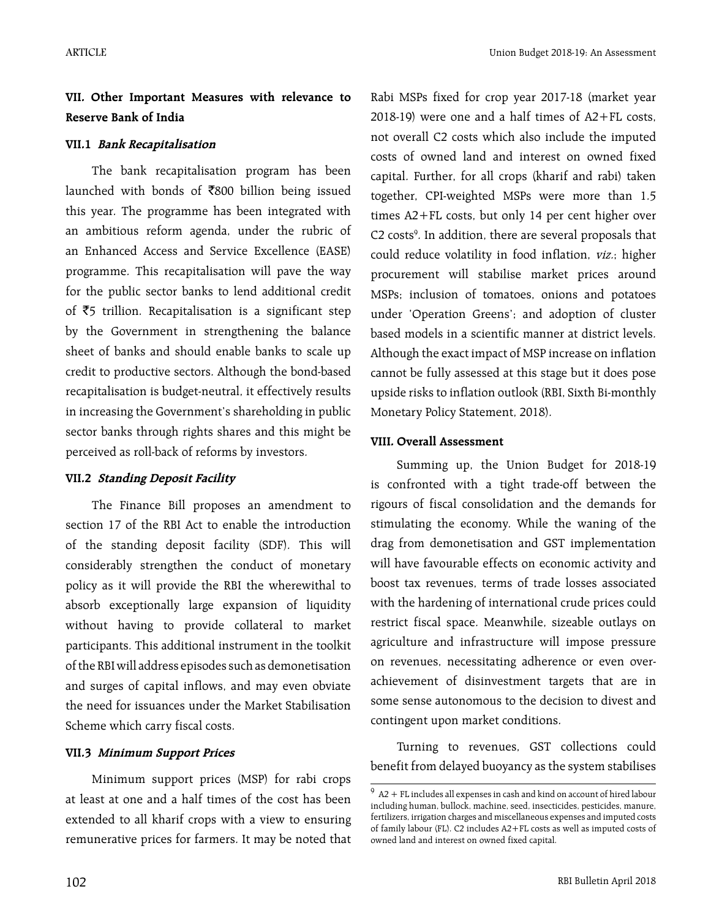## VII. Other Important Measures with relevance to Reserve Bank of India

### VII.1 *Bank Recapitalisation*

The bank recapitalisation program has been launched with bonds of ₹800 billion being issued this year. The programme has been integrated with an ambitious reform agenda, under the rubric of an Enhanced Access and Service Excellence (EASE) programme. This recapitalisation will pave the way for the public sector banks to lend additional credit of ₹5 trillion. Recapitalisation is a significant step by the Government in strengthening the balance sheet of banks and should enable banks to scale up credit to productive sectors. Although the bond-based recapitalisation is budget-neutral, it effectively results in increasing the Government's shareholding in public sector banks through rights shares and this might be perceived as roll-back of reforms by investors.

### VII.2 *Standing Deposit Facility*

The Finance Bill proposes an amendment to section 17 of the RBI Act to enable the introduction of the standing deposit facility (SDF). This will considerably strengthen the conduct of monetary policy as it will provide the RBI the wherewithal to absorb exceptionally large expansion of liquidity without having to provide collateral to market participants. This additional instrument in the toolkit of the RBI will address episodes such as demonetisation and surges of capital inflows, and may even obviate the need for issuances under the Market Stabilisation Scheme which carry fiscal costs.

### VII.3 *Minimum Support Prices*

Minimum support prices (MSP) for rabi crops at least at one and a half times of the cost has been extended to all kharif crops with a view to ensuring remunerative prices for farmers. It may be noted that Rabi MSPs fixed for crop year 2017-18 (market year 2018-19) were one and a half times of A2+FL costs, not overall C2 costs which also include the imputed costs of owned land and interest on owned fixed capital. Further, for all crops (kharif and rabi) taken together, CPI-weighted MSPs were more than 1.5 times A2+FL costs, but only 14 per cent higher over C2 costs[9]. In addition, there are several proposals that could reduce volatility in food inflation, *viz.*; higher procurement will stabilise market prices around MSPs; inclusion of tomatoes, onions and potatoes under 'Operation Greens'; and adoption of cluster based models in a scientific manner at district levels. Although the exact impact of MSP increase on inflation cannot be fully assessed at this stage but it does pose upside risks to inflation outlook (RBI, Sixth Bi-monthly Monetary Policy Statement, 2018).

## VIII. Overall Assessment

Summing up, the Union Budget for 2018-19 is confronted with a tight trade-off between the rigours of fiscal consolidation and the demands for stimulating the economy. While the waning of the drag from demonetisation and GST implementation will have favourable effects on economic activity and boost tax revenues, terms of trade losses associated with the hardening of international crude prices could restrict fiscal space. Meanwhile, sizeable outlays on agriculture and infrastructure will impose pressure on revenues, necessitating adherence or even over-achievement of disinvestment targets that are in some sense autonomous to the decision to divest and contingent upon market conditions.

Turning to revenues, GST collections could benefit from delayed buoyancy as the system stabilises

[9] A2 + FL includes all expenses in cash and kind on account of hired labour including human, bullock, machine, seed, insecticides, pesticides, manure, fertilizers, irrigation charges and miscellaneous expenses and imputed costs of family labour (FL). C2 includes A2+FL costs as well as imputed costs of owned land and interest on owned fixed capital.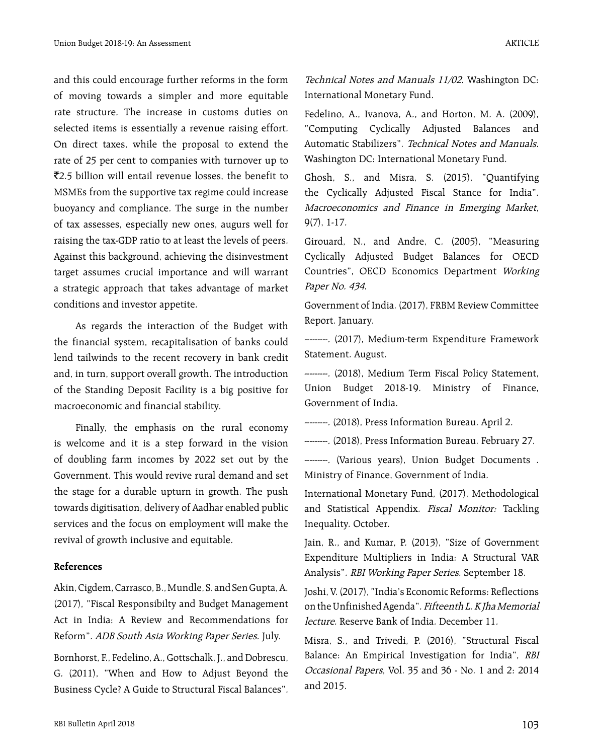and this could encourage further reforms in the form of moving towards a simpler and more equitable rate structure. The increase in customs duties on selected items is essentially a revenue raising effort. On direct taxes, while the proposal to extend the rate of 25 per cent to companies with turnover up to ₹2.5 billion will entail revenue losses, the benefit to MSMEs from the supportive tax regime could increase buoyancy and compliance. The surge in the number of tax assesses, especially new ones, augurs well for raising the tax-GDP ratio to at least the levels of peers. Against this background, achieving the disinvestment target assumes crucial importance and will warrant a strategic approach that takes advantage of market conditions and investor appetite.

As regards the interaction of the Budget with the financial system, recapitalisation of banks could lend tailwinds to the recent recovery in bank credit and, in turn, support overall growth. The introduction of the Standing Deposit Facility is a big positive for macroeconomic and financial stability.

Finally, the emphasis on the rural economy is welcome and it is a step forward in the vision of doubling farm incomes by 2022 set out by the Government. This would revive rural demand and set the stage for a durable upturn in growth. The push towards digitisation, delivery of Aadhar enabled public services and the focus on employment will make the revival of growth inclusive and equitable.

**References**

Akin, Cigdem, Carrasco, B., Mundle, S. and Sen Gupta, A. (2017), "Fiscal Responsibilty and Budget Management Act in India: A Review and Recommendations for Reform". *ADB South Asia Working Paper Series.* July.

Bornhorst, F., Fedelino, A., Gottschalk, J., and Dobrescu, G. (2011), "When and How to Adjust Beyond the Business Cycle? A Guide to Structural Fiscal Balances". *Technical Notes and Manuals 11/02.* Washington DC: International Monetary Fund.

Fedelino, A., Ivanova, A., and Horton, M. A. (2009), "Computing Cyclically Adjusted Balances and Automatic Stabilizers". *Technical Notes and Manuals.* Washington DC: International Monetary Fund.

Ghosh, S., and Misra, S. (2015), "Quantifying the Cyclically Adjusted Fiscal Stance for India". *Macroeconomics and Finance in Emerging Market*, 9(7), 1-17.

Girouard, N., and Andre, C. (2005), "Measuring Cyclically Adjusted Budget Balances for OECD Countries", OECD Economics Department *Working Paper No. 434.*

Government of India. (2017), FRBM Review Committee Report. January.

---------. (2017), Medium-term Expenditure Framework Statement. August.

---------. (2018), Medium Term Fiscal Policy Statement, Union Budget 2018-19. Ministry of Finance, Government of India.

---------. (2018), Press Information Bureau. April 2.

---------. (2018), Press Information Bureau. February 27.

---------. (Various years), Union Budget Documents . Ministry of Finance, Government of India.

International Monetary Fund, (2017), Methodological and Statistical Appendix. *Fiscal Monitor:* Tackling Inequality. October.

Jain, R., and Kumar, P. (2013), "Size of Government Expenditure Multipliers in India: A Structural VAR Analysis". *RBI Working Paper Series.* September 18.

Joshi, V. (2017), "India's Economic Reforms: Reflections on the Unfinished Agenda". *Fifteenth L. K Jha Memorial lecture.* Reserve Bank of India. December 11.

Misra, S., and Trivedi, P. (2016), "Structural Fiscal Balance: An Empirical Investigation for India", *RBI Occasional Papers*, Vol. 35 and 36 - No. 1 and 2: 2014 and 2015.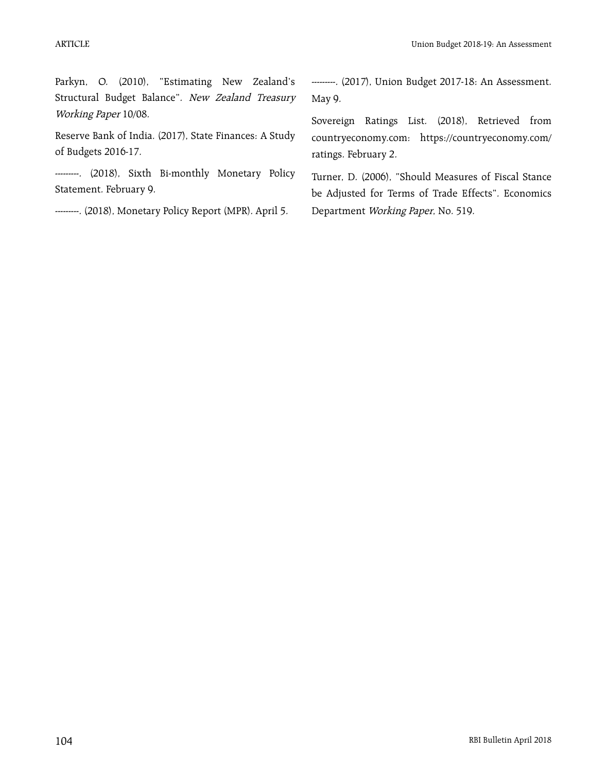Parkyn, O. (2010), "Estimating New Zealand's Structural Budget Balance". *New Zealand Treasury Working Paper* 10/08.

Reserve Bank of India. (2017), State Finances: A Study of Budgets 2016-17.

---------. (2018), Sixth Bi-monthly Monetary Policy Statement. February 9.

---------. (2018), Monetary Policy Report (MPR). April 5.

---------. (2017), Union Budget 2017-18: An Assessment. May 9.

Sovereign Ratings List. (2018), Retrieved from countryeconomy.com: https://countryeconomy.com/ratings. February 2.

Turner, D. (2006), "Should Measures of Fiscal Stance be Adjusted for Terms of Trade Effects". Economics Department *Working Paper*, No. 519.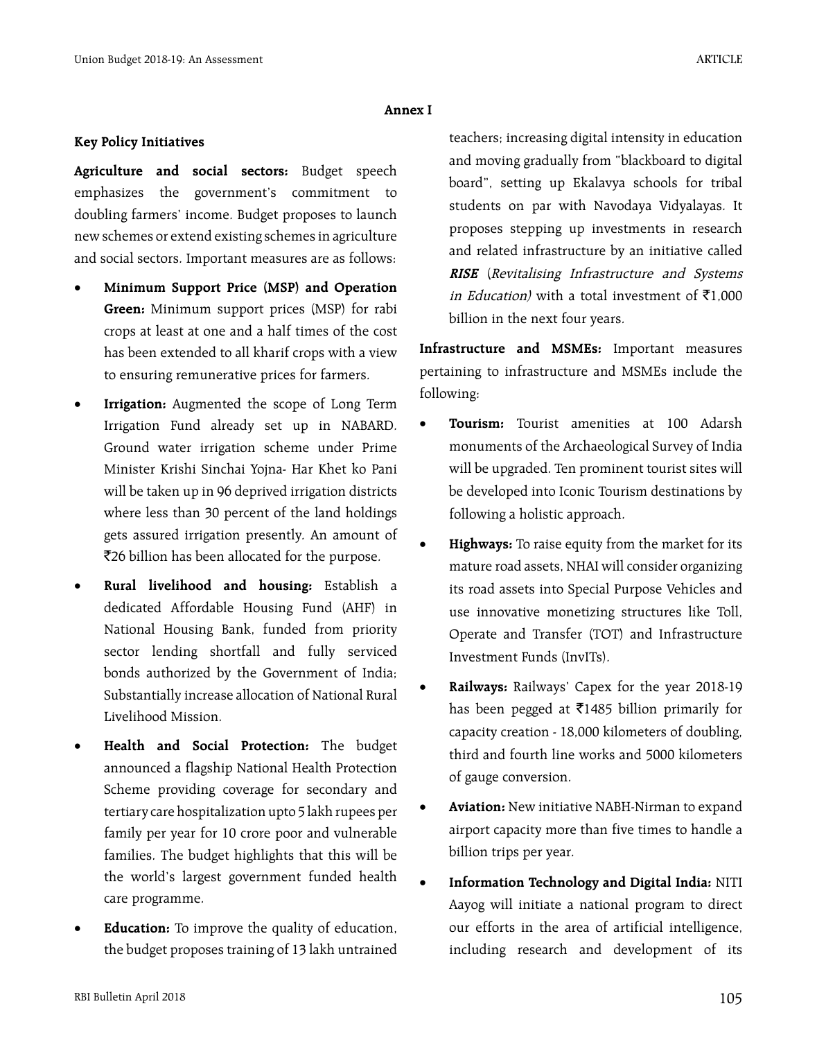**Annex I**

### Key Policy Initiatives

**Agriculture and social sectors:** Budget speech emphasizes the government's commitment to doubling farmers' income. Budget proposes to launch new schemes or extend existing schemes in agriculture and social sectors. Important measures are as follows:

- **Minimum Support Price (MSP) and Operation Green:** Minimum support prices (MSP) for rabi crops at least at one and a half times of the cost has been extended to all kharif crops with a view to ensuring remunerative prices for farmers.
- **Irrigation:** Augmented the scope of Long Term Irrigation Fund already set up in NABARD. Ground water irrigation scheme under Prime Minister Krishi Sinchai Yojna- Har Khet ko Pani will be taken up in 96 deprived irrigation districts where less than 30 percent of the land holdings gets assured irrigation presently. An amount of ₹26 billion has been allocated for the purpose.
- **Rural livelihood and housing:** Establish a dedicated Affordable Housing Fund (AHF) in National Housing Bank, funded from priority sector lending shortfall and fully serviced bonds authorized by the Government of India; Substantially increase allocation of National Rural Livelihood Mission.
- **Health and Social Protection:** The budget announced a flagship National Health Protection Scheme providing coverage for secondary and tertiary care hospitalization upto 5 lakh rupees per family per year for 10 crore poor and vulnerable families. The budget highlights that this will be the world's largest government funded health care programme.
- **Education:** To improve the quality of education, the budget proposes training of 13 lakh untrained teachers; increasing digital intensity in education and moving gradually from "blackboard to digital board", setting up Ekalavya schools for tribal students on par with Navodaya Vidyalayas. It proposes stepping up investments in research and related infrastructure by an initiative called ***RISE*** (*Revitalising Infrastructure and Systems in Education)* with a total investment of ₹1,000 billion in the next four years.

**Infrastructure and MSMEs:** Important measures pertaining to infrastructure and MSMEs include the following:

- **Tourism:** Tourist amenities at 100 Adarsh monuments of the Archaeological Survey of India will be upgraded. Ten prominent tourist sites will be developed into Iconic Tourism destinations by following a holistic approach.
- **Highways:** To raise equity from the market for its mature road assets, NHAI will consider organizing its road assets into Special Purpose Vehicles and use innovative monetizing structures like Toll, Operate and Transfer (TOT) and Infrastructure Investment Funds (InvITs).
- **Railways:** Railways' Capex for the year 2018-19 has been pegged at ₹1485 billion primarily for capacity creation - 18,000 kilometers of doubling, third and fourth line works and 5000 kilometers of gauge conversion.
- **Aviation:** New initiative NABH-Nirman to expand airport capacity more than five times to handle a billion trips per year.
- **Information Technology and Digital India:** NITI Aayog will initiate a national program to direct our efforts in the area of artificial intelligence, including research and development of its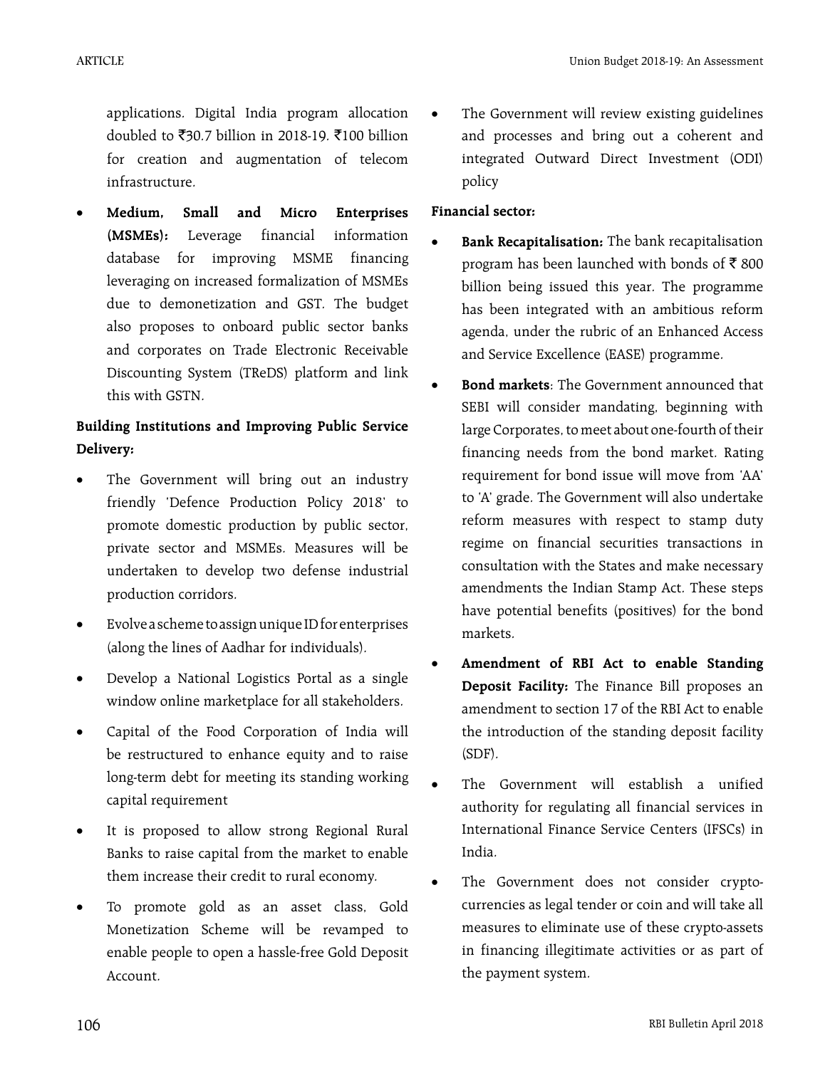applications. Digital India program allocation doubled to ₹30.7 billion in 2018-19. ₹100 billion for creation and augmentation of telecom infrastructure.

- **Medium, Small and Micro Enterprises (MSMEs):** Leverage financial information database for improving MSME financing leveraging on increased formalization of MSMEs due to demonetization and GST. The budget also proposes to onboard public sector banks and corporates on Trade Electronic Receivable Discounting System (TReDS) platform and link this with GSTN.

**Building Institutions and Improving Public Service Delivery:**

- The Government will bring out an industry friendly 'Defence Production Policy 2018' to promote domestic production by public sector, private sector and MSMEs. Measures will be undertaken to develop two defense industrial production corridors.
- Evolve a scheme to assign unique ID for enterprises (along the lines of Aadhar for individuals).
- Develop a National Logistics Portal as a single window online marketplace for all stakeholders.
- Capital of the Food Corporation of India will be restructured to enhance equity and to raise long-term debt for meeting its standing working capital requirement
- It is proposed to allow strong Regional Rural Banks to raise capital from the market to enable them increase their credit to rural economy.
- To promote gold as an asset class, Gold Monetization Scheme will be revamped to enable people to open a hassle-free Gold Deposit Account.
- The Government will review existing guidelines and processes and bring out a coherent and integrated Outward Direct Investment (ODI) policy

**Financial sector:**

- **Bank Recapitalisation:** The bank recapitalisation program has been launched with bonds of ₹ 800 billion being issued this year. The programme has been integrated with an ambitious reform agenda, under the rubric of an Enhanced Access and Service Excellence (EASE) programme.
- **Bond markets**: The Government announced that SEBI will consider mandating, beginning with large Corporates, to meet about one-fourth of their financing needs from the bond market. Rating requirement for bond issue will move from 'AA' to 'A' grade. The Government will also undertake reform measures with respect to stamp duty regime on financial securities transactions in consultation with the States and make necessary amendments the Indian Stamp Act. These steps have potential benefits (positives) for the bond markets.
- **Amendment of RBI Act to enable Standing Deposit Facility:** The Finance Bill proposes an amendment to section 17 of the RBI Act to enable the introduction of the standing deposit facility (SDF).
- The Government will establish a unified authority for regulating all financial services in International Finance Service Centers (IFSCs) in India.
- The Government does not consider crypto-currencies as legal tender or coin and will take all measures to eliminate use of these crypto-assets in financing illegitimate activities or as part of the payment system.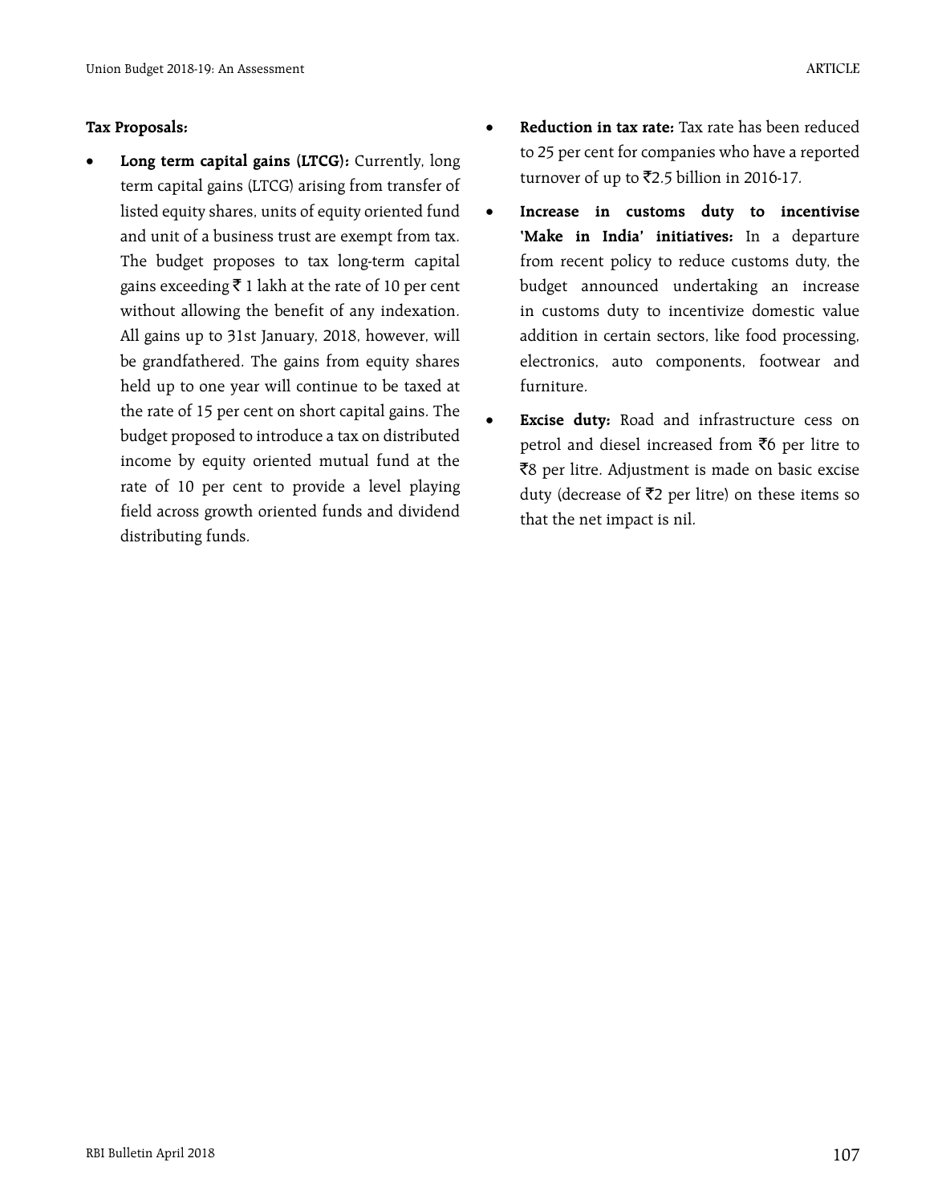**Tax Proposals:**

- **Long term capital gains (LTCG):** Currently, long term capital gains (LTCG) arising from transfer of listed equity shares, units of equity oriented fund and unit of a business trust are exempt from tax. The budget proposes to tax long-term capital gains exceeding ₹ 1 lakh at the rate of 10 per cent without allowing the benefit of any indexation. All gains up to 31st January, 2018, however, will be grandfathered. The gains from equity shares held up to one year will continue to be taxed at the rate of 15 per cent on short capital gains. The budget proposed to introduce a tax on distributed income by equity oriented mutual fund at the rate of 10 per cent to provide a level playing field across growth oriented funds and dividend distributing funds.
- **Reduction in tax rate:** Tax rate has been reduced to 25 per cent for companies who have a reported turnover of up to ₹2.5 billion in 2016-17.
- **Increase in customs duty to incentivise 'Make in India' initiatives:** In a departure from recent policy to reduce customs duty, the budget announced undertaking an increase in customs duty to incentivize domestic value addition in certain sectors, like food processing, electronics, auto components, footwear and furniture.
- **Excise duty:** Road and infrastructure cess on petrol and diesel increased from ₹6 per litre to ₹8 per litre. Adjustment is made on basic excise duty (decrease of ₹2 per litre) on these items so that the net impact is nil.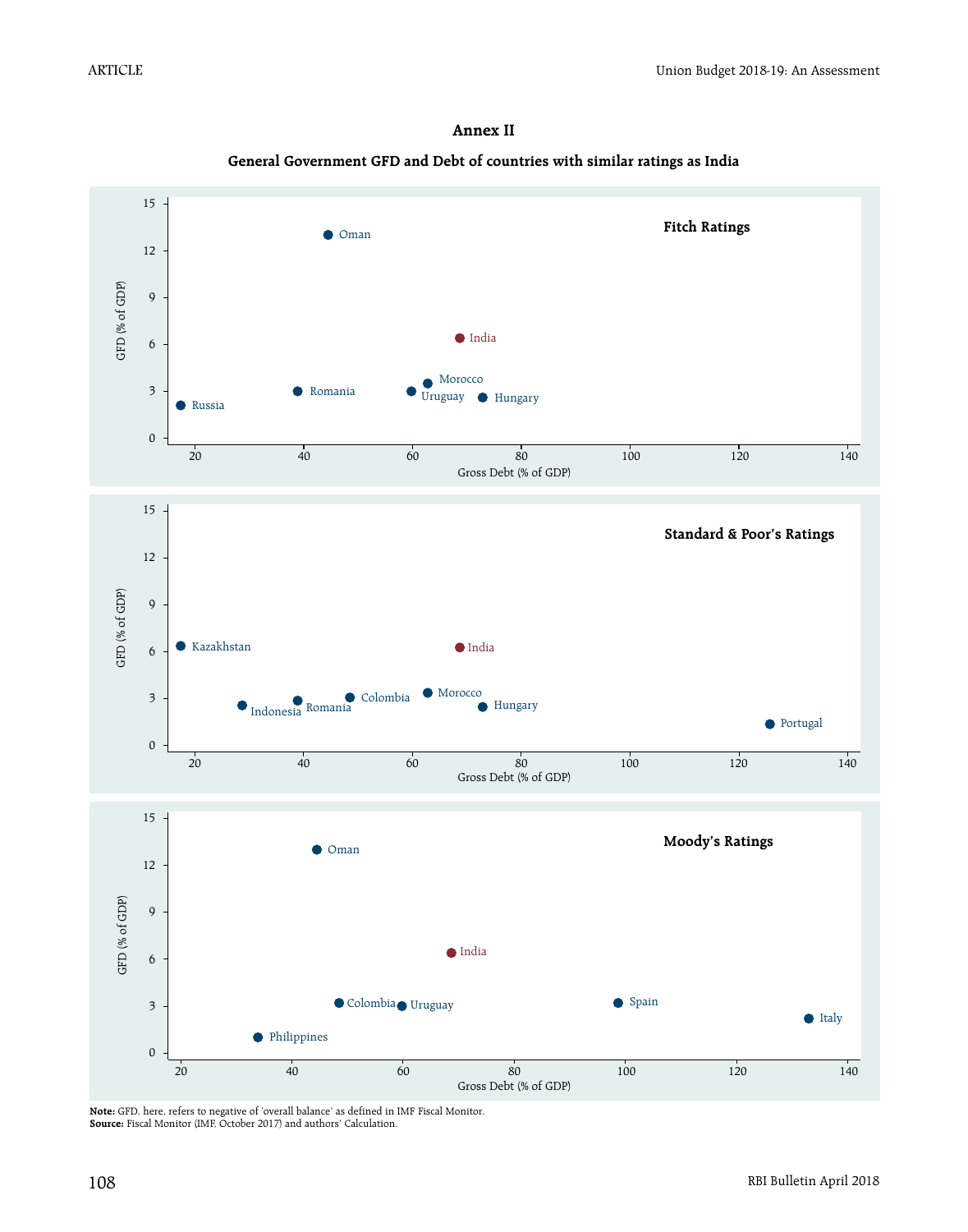## Annex II

**General Government GFD and Debt of countries with similar ratings as India**

**Fitch Ratings**

GFD (% of GDP)

15
12
9
6
3
0

Oman
India
Morocco
Romania
Uruguay
Hungary
Russia

20 40 60 80 100 120 140

Gross Debt (% of GDP)

**Standard & Poor's Ratings**

GFD (% of GDP)

15
12
9
6
3
0

Kazakhstan
India
Colombia
Morocco
Hungary
Indonesia
Romania
Portugal

20 40 60 80 100 120 140

Gross Debt (% of GDP)

**Moody's Ratings**

GFD (% of GDP)

15
12
9
6
3
0

Oman
India
Colombia
Uruguay
Spain
Italy
Philippines

20 40 60 80 100 120 140

Gross Debt (% of GDP)

**Note:** GFD, here, refers to negative of 'overall balance' as defined in IMF Fiscal Monitor.
**Source:** Fiscal Monitor (IMF, October 2017) and authors' Calculation.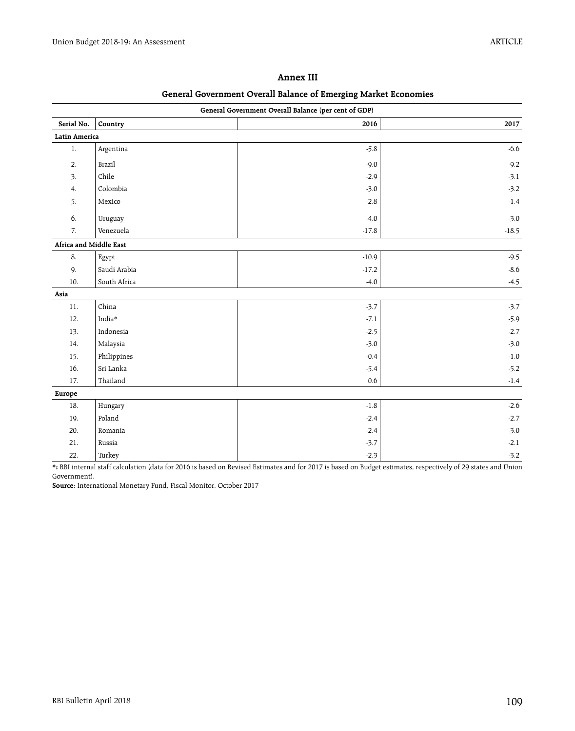## Annex III

### General Government Overall Balance of Emerging Market Economies

| General Government Overall Balance (per cent of GDP) | | | |
|---|---|---|---|
| **Serial No.** | **Country** | **2016** | **2017** |
| **Latin America** | | | |
| 1. | Argentina | -5.8 | -6.6 |
| 2. | Brazil | -9.0 | -9.2 |
| 3. | Chile | -2.9 | -3.1 |
| 4. | Colombia | -3.0 | -3.2 |
| 5. | Mexico | -2.8 | -1.4 |
| 6. | Uruguay | -4.0 | -3.0 |
| 7. | Venezuela | -17.8 | -18.5 |
| **Africa and Middle East** | | | |
| 8. | Egypt | -10.9 | -9.5 |
| 9. | Saudi Arabia | -17.2 | -8.6 |
| 10. | South Africa | -4.0 | -4.5 |
| **Asia** | | | |
| 11. | China | -3.7 | -3.7 |
| 12. | India* | -7.1 | -5.9 |
| 13. | Indonesia | -2.5 | -2.7 |
| 14. | Malaysia | -3.0 | -3.0 |
| 15. | Philippines | -0.4 | -1.0 |
| 16. | Sri Lanka | -5.4 | -5.2 |
| 17. | Thailand | 0.6 | -1.4 |
| **Europe** | | | |
| 18. | Hungary | -1.8 | -2.6 |
| 19. | Poland | -2.4 | -2.7 |
| 20. | Romania | -2.4 | -3.0 |
| 21. | Russia | -3.7 | -2.1 |
| 22. | Turkey | -2.3 | -3.2 |

**\*:** RBI internal staff calculation (data for 2016 is based on Revised Estimates and for 2017 is based on Budget estimates, respectively of 29 states and Union Government).

**Source**: International Monetary Fund, Fiscal Monitor, October 2017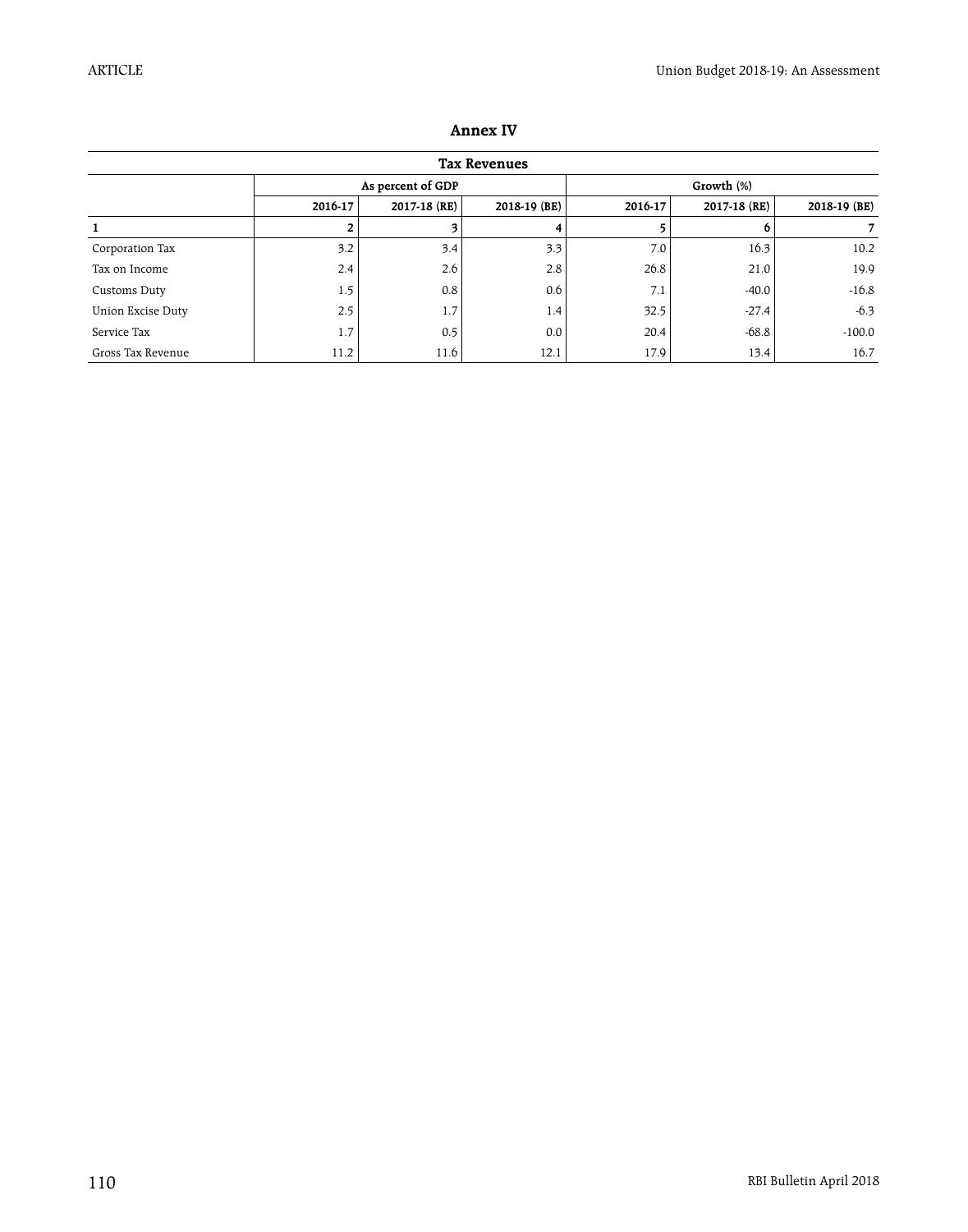## Annex IV

| Tax Revenues | | | | | | |
|---|---|---|---|---|---|---|
| | As percent of GDP | | | Growth (%) | | |
| | 2016-17 | 2017-18 (RE) | 2018-19 (BE) | 2016-17 | 2017-18 (RE) | 2018-19 (BE) |
| 1 | 2 | 3 | 4 | 5 | 6 | 7 |
| Corporation Tax | 3.2 | 3.4 | 3.3 | 7.0 | 16.3 | 10.2 |
| Tax on Income | 2.4 | 2.6 | 2.8 | 26.8 | 21.0 | 19.9 |
| Customs Duty | 1.5 | 0.8 | 0.6 | 7.1 | -40.0 | -16.8 |
| Union Excise Duty | 2.5 | 1.7 | 1.4 | 32.5 | -27.4 | -6.3 |
| Service Tax | 1.7 | 0.5 | 0.0 | 20.4 | -68.8 | -100.0 |
| Gross Tax Revenue | 11.2 | 11.6 | 12.1 | 17.9 | 13.4 | 16.7 |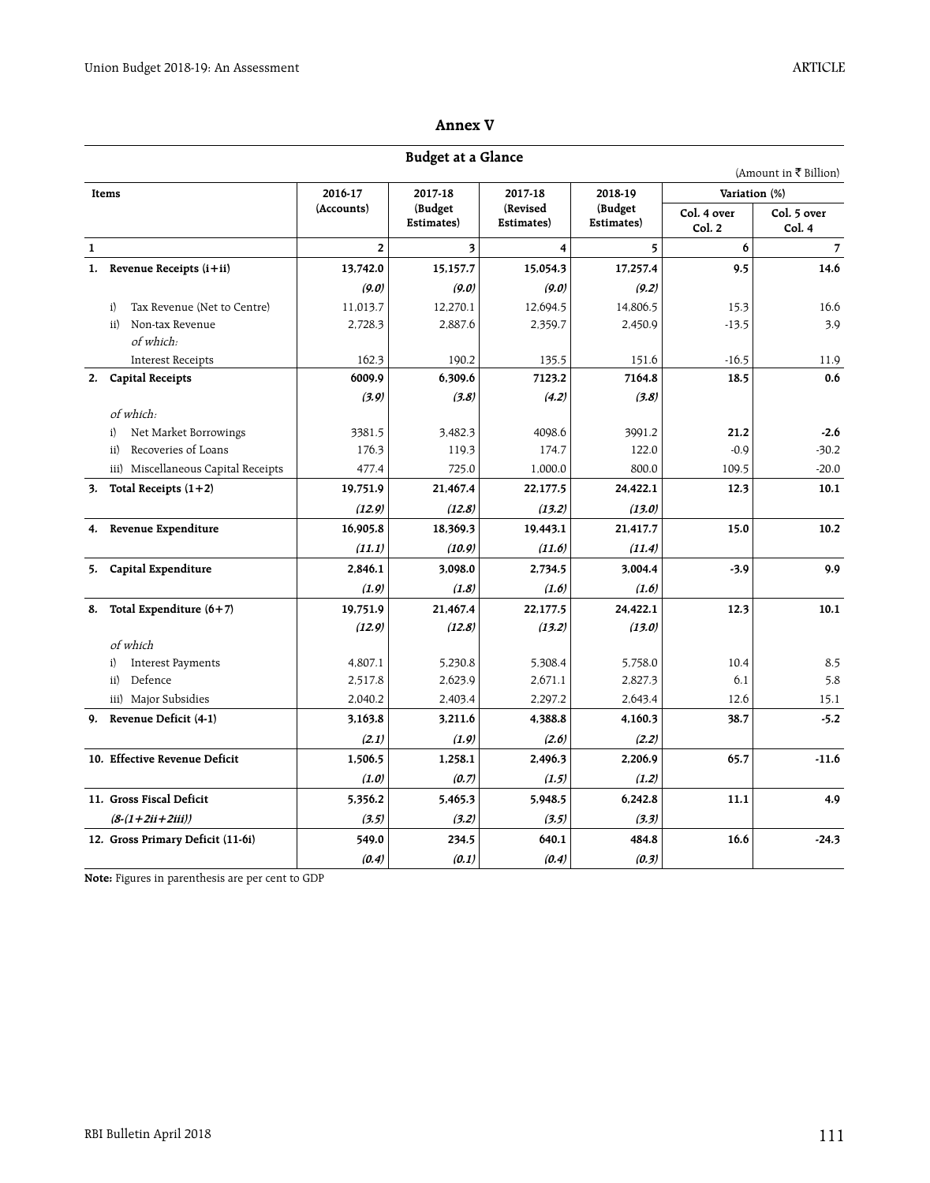## Annex V

**Budget at a Glance**

(Amount in ₹ Billion)

| Items | 2016-17 (Accounts) | 2017-18 (Budget Estimates) | 2017-18 (Revised Estimates) | 2018-19 (Budget Estimates) | Variation (%) | |
|---|---|---|---|---|---|---|
| | | | | | Col. 4 over Col. 2 | Col. 5 over Col. 4 |
| 1 | 2 | 3 | 4 | 5 | 6 | 7 |
| **1. Revenue Receipts (i+ii)** | **13,742.0** | **15,157.7** | **15,054.3** | **17,257.4** | **9.5** | **14.6** |
| | ***(9.0)*** | ***(9.0)*** | ***(9.0)*** | ***(9.2)*** | | |
| i) Tax Revenue (Net to Centre) | 11,013.7 | 12,270.1 | 12,694.5 | 14,806.5 | 15.3 | 16.6 |
| ii) Non-tax Revenue *of which:* | 2,728.3 | 2,887.6 | 2,359.7 | 2,450.9 | -13.5 | 3.9 |
| Interest Receipts | 162.3 | 190.2 | 135.5 | 151.6 | -16.5 | 11.9 |
| **2. Capital Receipts** | **6009.9** | **6,309.6** | **7123.2** | **7164.8** | **18.5** | **0.6** |
| | ***(3.9)*** | ***(3.8)*** | ***(4.2)*** | ***(3.8)*** | | |
| *of which:* | | | | | | |
| i) Net Market Borrowings | 3381.5 | 3,482.3 | 4098.6 | 3991.2 | **21.2** | **-2.6** |
| ii) Recoveries of Loans | 176.3 | 119.3 | 174.7 | 122.0 | -0.9 | -30.2 |
| iii) Miscellaneous Capital Receipts | 477.4 | 725.0 | 1,000.0 | 800.0 | 109.5 | -20.0 |
| **3. Total Receipts (1+2)** | **19,751.9** | **21,467.4** | **22,177.5** | **24,422.1** | **12.3** | **10.1** |
| | ***(12.9)*** | ***(12.8)*** | ***(13.2)*** | ***(13.0)*** | | |
| **4. Revenue Expenditure** | **16,905.8** | **18,369.3** | **19,443.1** | **21,417.7** | **15.0** | **10.2** |
| | ***(11.1)*** | ***(10.9)*** | ***(11.6)*** | ***(11.4)*** | | |
| **5. Capital Expenditure** | **2,846.1** | **3,098.0** | **2,734.5** | **3,004.4** | **-3.9** | **9.9** |
| | ***(1.9)*** | ***(1.8)*** | ***(1.6)*** | ***(1.6)*** | | |
| **8. Total Expenditure (6+7)** | **19,751.9** | **21,467.4** | **22,177.5** | **24,422.1** | **12.3** | **10.1** |
| | ***(12.9)*** | ***(12.8)*** | ***(13.2)*** | ***(13.0)*** | | |
| *of which* | | | | | | |
| i) Interest Payments | 4,807.1 | 5,230.8 | 5,308.4 | 5,758.0 | 10.4 | 8.5 |
| ii) Defence | 2,517.8 | 2,623.9 | 2,671.1 | 2,827.3 | 6.1 | 5.8 |
| iii) Major Subsidies | 2,040.2 | 2,403.4 | 2,297.2 | 2,643.4 | 12.6 | 15.1 |
| **9. Revenue Deficit (4-1)** | **3,163.8** | **3,211.6** | **4,388.8** | **4,160.3** | **38.7** | **-5.2** |
| | ***(2.1)*** | ***(1.9)*** | ***(2.6)*** | ***(2.2)*** | | |
| **10. Effective Revenue Deficit** | **1,506.5** | **1,258.1** | **2,496.3** | **2,206.9** | **65.7** | **-11.6** |
| | ***(1.0)*** | ***(0.7)*** | ***(1.5)*** | ***(1.2)*** | | |
| **11. Gross Fiscal Deficit** | **5,356.2** | **5,465.3** | **5,948.5** | **6,242.8** | **11.1** | **4.9** |
| ***(8-(1+2ii+2iii))*** | ***(3.5)*** | ***(3.2)*** | ***(3.5)*** | ***(3.3)*** | | |
| **12. Gross Primary Deficit (11-6i)** | **549.0** | **234.5** | **640.1** | **484.8** | **16.6** | **-24.3** |
| | ***(0.4)*** | ***(0.1)*** | ***(0.4)*** | ***(0.3)*** | | |

**Note:** Figures in parenthesis are per cent to GDP